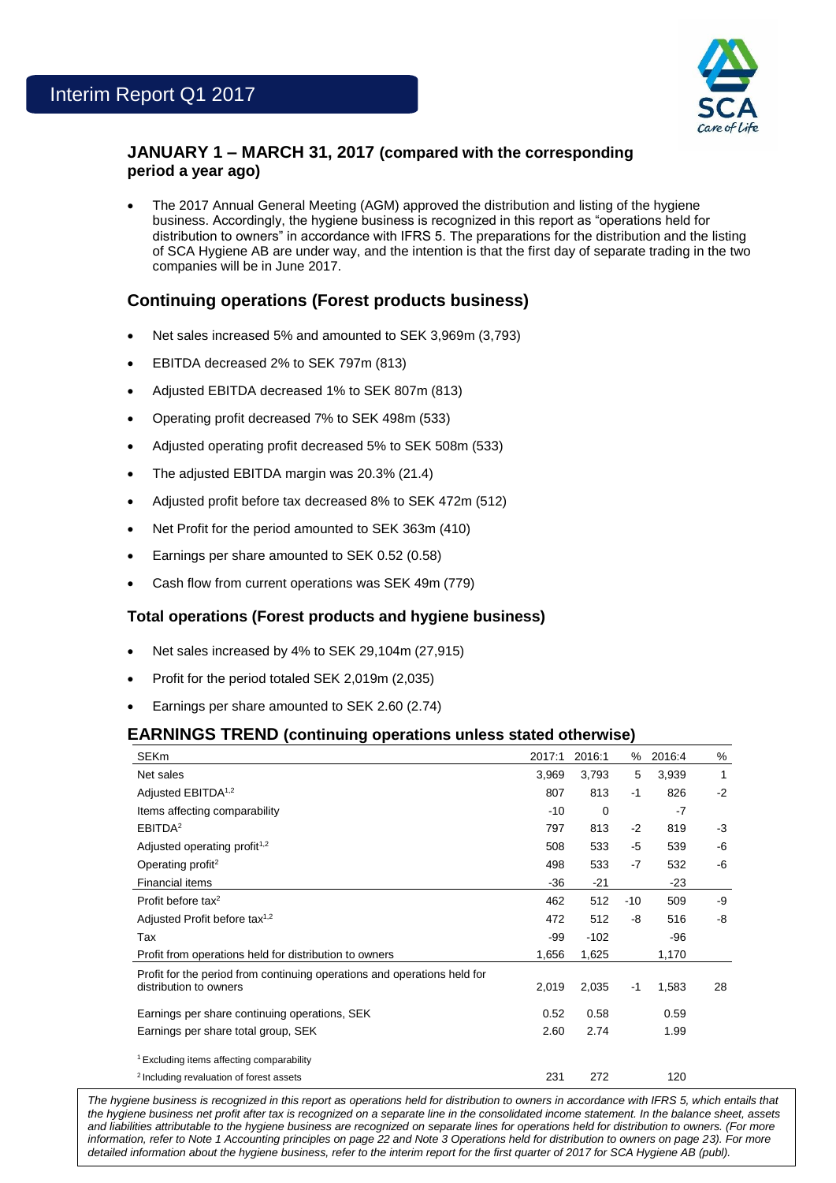# Interim Report Q1 2017

## JANUARY 1 – MARCH 31, 2017 (compared with the corresponding period a year ago)

- The 2017 Annual General Meeting (AGM) approved the distribution and listing of the hygiene business. Accordingly, the hygiene business is recognized in this report as "operations held for distribution to owners" in accordance with IFRS 5. The preparations for the distribution and the listing of SCA Hygiene AB are under way, and the intention is that the first day of separate trading in the two companies will be in June 2017.

## Continuing operations (Forest products business)

- Net sales increased 5% and amounted to SEK 3,969m (3,793)
- EBITDA decreased 2% to SEK 797m (813)
- Adjusted EBITDA decreased 1% to SEK 807m (813)
- Operating profit decreased 7% to SEK 498m (533)
- Adjusted operating profit decreased 5% to SEK 508m (533)
- The adjusted EBITDA margin was 20.3% (21.4)
- Adjusted profit before tax decreased 8% to SEK 472m (512)
- Net Profit for the period amounted to SEK 363m (410)
- Earnings per share amounted to SEK 0.52 (0.58)
- Cash flow from current operations was SEK 49m (779)

## Total operations (Forest products and hygiene business)

- Net sales increased by 4% to SEK 29,104m (27,915)
- Profit for the period totaled SEK 2,019m (2,035)
- Earnings per share amounted to SEK 2.60 (2.74)

## EARNINGS TREND (continuing operations unless stated otherwise)

| SEKm | 2017:1 | 2016:1 | % | 2016:4 | % |
|---|---|---|---|---|---|
| Net sales | 3,969 | 3,793 | 5 | 3,939 | 1 |
| Adjusted EBITDA[1,2] | 807 | 813 | -1 | 826 | -2 |
| Items affecting comparability | -10 | 0 | | -7 | |
| EBITDA[2] | 797 | 813 | -2 | 819 | -3 |
| Adjusted operating profit[1,2] | 508 | 533 | -5 | 539 | -6 |
| Operating profit[2] | 498 | 533 | -7 | 532 | -6 |
| Financial items | -36 | -21 | | -23 | |
| Profit before tax[2] | 462 | 512 | -10 | 509 | -9 |
| Adjusted Profit before tax[1,2] | 472 | 512 | -8 | 516 | -8 |
| Tax | -99 | -102 | | -96 | |
| Profit from operations held for distribution to owners | 1,656 | 1,625 | | 1,170 | |
| Profit for the period from continuing operations and operations held for distribution to owners | 2,019 | 2,035 | -1 | 1,583 | 28 |
| Earnings per share continuing operations, SEK | 0.52 | 0.58 | | 0.59 | |
| Earnings per share total group, SEK | 2.60 | 2.74 | | 1.99 | |
| [1] Excluding items affecting comparability | | | | | |
| [2] Including revaluation of forest assets | 231 | 272 | | 120 | |

*The hygiene business is recognized in this report as operations held for distribution to owners in accordance with IFRS 5, which entails that the hygiene business net profit after tax is recognized on a separate line in the consolidated income statement. In the balance sheet, assets and liabilities attributable to the hygiene business are recognized on separate lines for operations held for distribution to owners. (For more information, refer to Note 1 Accounting principles on page 22 and Note 3 Operations held for distribution to owners on page 23). For more detailed information about the hygiene business, refer to the interim report for the first quarter of 2017 for SCA Hygiene AB (publ).*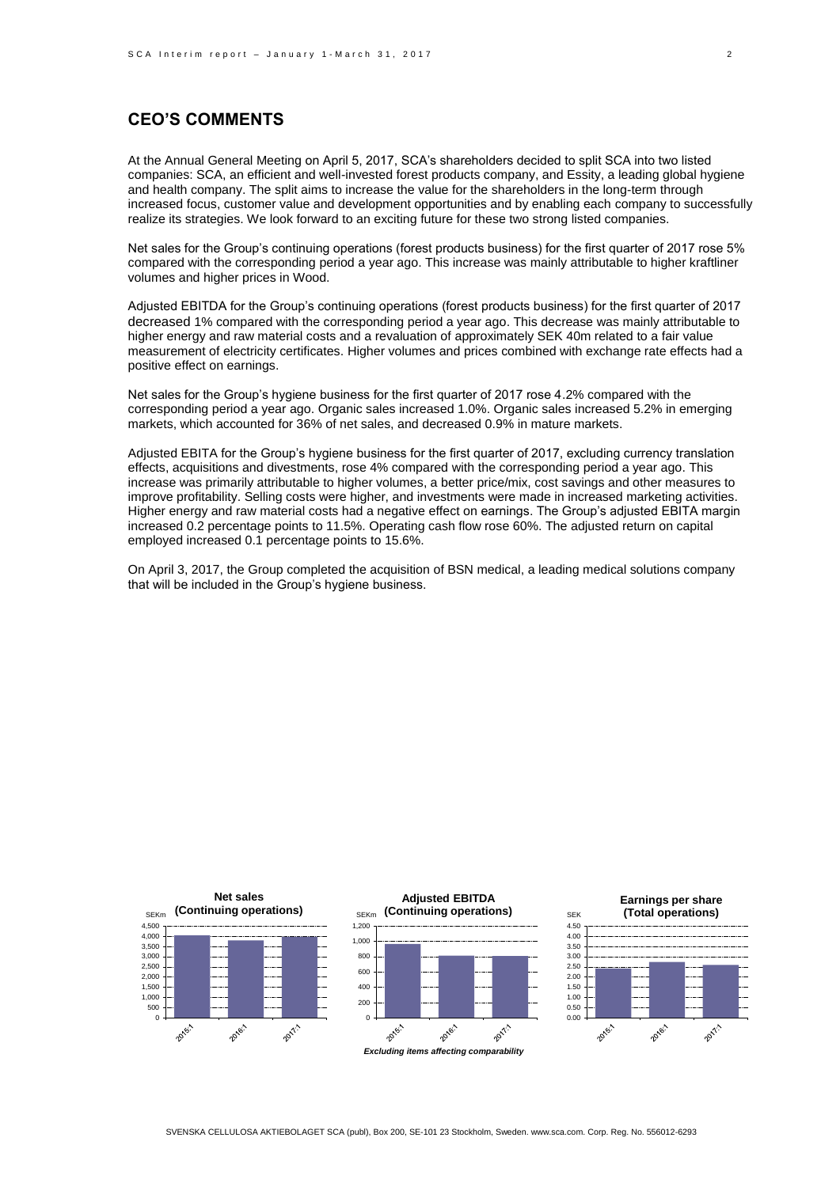## CEO'S COMMENTS

At the Annual General Meeting on April 5, 2017, SCA's shareholders decided to split SCA into two listed companies: SCA, an efficient and well-invested forest products company, and Essity, a leading global hygiene and health company. The split aims to increase the value for the shareholders in the long-term through increased focus, customer value and development opportunities and by enabling each company to successfully realize its strategies. We look forward to an exciting future for these two strong listed companies.

Net sales for the Group's continuing operations (forest products business) for the first quarter of 2017 rose 5% compared with the corresponding period a year ago. This increase was mainly attributable to higher kraftliner volumes and higher prices in Wood.

Adjusted EBITDA for the Group's continuing operations (forest products business) for the first quarter of 2017 decreased 1% compared with the corresponding period a year ago. This decrease was mainly attributable to higher energy and raw material costs and a revaluation of approximately SEK 40m related to a fair value measurement of electricity certificates. Higher volumes and prices combined with exchange rate effects had a positive effect on earnings.

Net sales for the Group's hygiene business for the first quarter of 2017 rose 4.2% compared with the corresponding period a year ago. Organic sales increased 1.0%. Organic sales increased 5.2% in emerging markets, which accounted for 36% of net sales, and decreased 0.9% in mature markets.

Adjusted EBITA for the Group's hygiene business for the first quarter of 2017, excluding currency translation effects, acquisitions and divestments, rose 4% compared with the corresponding period a year ago. This increase was primarily attributable to higher volumes, a better price/mix, cost savings and other measures to improve profitability. Selling costs were higher, and investments were made in increased marketing activities. Higher energy and raw material costs had a negative effect on earnings. The Group's adjusted EBITA margin increased 0.2 percentage points to 11.5%. Operating cash flow rose 60%. The adjusted return on capital employed increased 0.1 percentage points to 15.6%.

On April 3, 2017, the Group completed the acquisition of BSN medical, a leading medical solutions company that will be included in the Group's hygiene business.

**Net sales (Continuing operations)**

SEKm

**Adjusted EBITDA (Continuing operations)**

SEKm

*Excluding items affecting comparability*

**Earnings per share (Total operations)**

SEK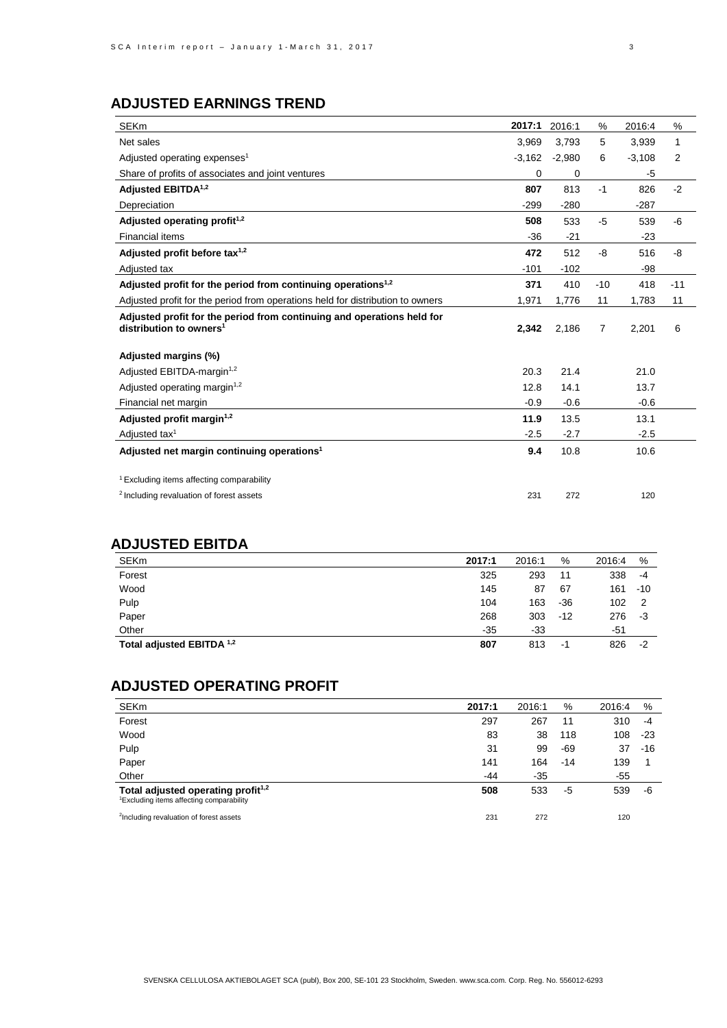## ADJUSTED EARNINGS TREND

| SEKm | 2017:1 | 2016:1 | % | 2016:4 | % |
|---|---|---|---|---|---|
| Net sales | 3,969 | 3,793 | 5 | 3,939 | 1 |
| Adjusted operating expenses[1] | -3,162 | -2,980 | 6 | -3,108 | 2 |
| Share of profits of associates and joint ventures | 0 | 0 | | -5 | |
| **Adjusted EBITDA[1,2]** | **807** | 813 | -1 | 826 | -2 |
| Depreciation | -299 | -280 | | -287 | |
| **Adjusted operating profit[1,2]** | **508** | 533 | -5 | 539 | -6 |
| Financial items | -36 | -21 | | -23 | |
| **Adjusted profit before tax[1,2]** | **472** | 512 | -8 | 516 | -8 |
| Adjusted tax | -101 | -102 | | -98 | |
| **Adjusted profit for the period from continuing operations[1,2]** | **371** | 410 | -10 | 418 | -11 |
| Adjusted profit for the period from operations held for distribution to owners | 1,971 | 1,776 | 11 | 1,783 | 11 |
| **Adjusted profit for the period from continuing and operations held for distribution to owners[1]** | **2,342** | 2,186 | 7 | 2,201 | 6 |
| | | | | | |
| **Adjusted margins (%)** | | | | | |
| Adjusted EBITDA-margin[1,2] | 20.3 | 21.4 | | 21.0 | |
| Adjusted operating margin[1,2] | 12.8 | 14.1 | | 13.7 | |
| Financial net margin | -0.9 | -0.6 | | -0.6 | |
| **Adjusted profit margin[1,2]** | **11.9** | 13.5 | | 13.1 | |
| Adjusted tax[1] | -2.5 | -2.7 | | -2.5 | |
| **Adjusted net margin continuing operations[1]** | **9.4** | 10.8 | | 10.6 | |
| | | | | | |
| [1] Excluding items affecting comparability | | | | | |
| [2] Including revaluation of forest assets | 231 | 272 | | 120 | |

## ADJUSTED EBITDA

| SEKm | 2017:1 | 2016:1 | % | 2016:4 | % |
|---|---|---|---|---|---|
| Forest | 325 | 293 | 11 | 338 | -4 |
| Wood | 145 | 87 | 67 | 161 | -10 |
| Pulp | 104 | 163 | -36 | 102 | 2 |
| Paper | 268 | 303 | -12 | 276 | -3 |
| Other | -35 | -33 | | -51 | |
| **Total adjusted EBITDA [1,2]** | **807** | 813 | -1 | 826 | -2 |

## ADJUSTED OPERATING PROFIT

| SEKm | 2017:1 | 2016:1 | % | 2016:4 | % |
|---|---|---|---|---|---|
| Forest | 297 | 267 | 11 | 310 | -4 |
| Wood | 83 | 38 | 118 | 108 | -23 |
| Pulp | 31 | 99 | -69 | 37 | -16 |
| Paper | 141 | 164 | -14 | 139 | 1 |
| Other | -44 | -35 | | -55 | |
| **Total adjusted operating profit[1,2]** | **508** | 533 | -5 | 539 | -6 |
| [1] Excluding items affecting comparability | | | | | |
| [2] Including revaluation of forest assets | 231 | 272 | | 120 | |

SVENSKA CELLULOSA AKTIEBOLAGET SCA (publ), Box 200, SE-101 23 Stockholm, Sweden. www.sca.com. Corp. Reg. No. 556012-6293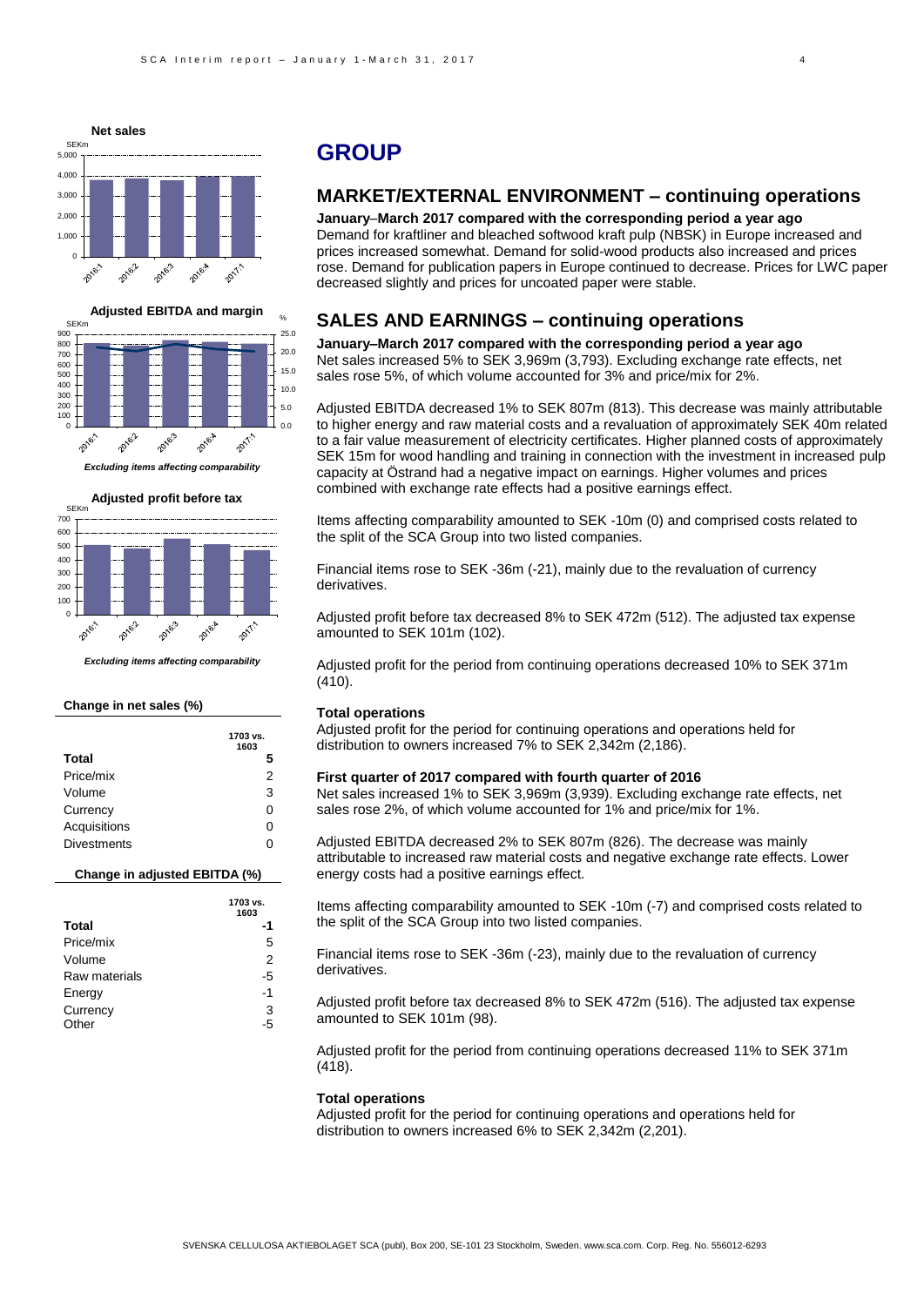**Net sales**

*Excluding items affecting comparability*

**Adjusted EBITDA and margin**

*Excluding items affecting comparability*

**Adjusted profit before tax**

*Excluding items affecting comparability*

**Change in net sales (%)**

| | 1703 vs. 1603 |
|---|---|
| **Total** | **5** |
| Price/mix | 2 |
| Volume | 3 |
| Currency | 0 |
| Acquisitions | 0 |
| Divestments | 0 |

**Change in adjusted EBITDA (%)**

| | 1703 vs. 1603 |
|---|---|
| **Total** | **-1** |
| Price/mix | 5 |
| Volume | 2 |
| Raw materials | -5 |
| Energy | -1 |
| Currency | 3 |
| Other | -5 |

# GROUP

## MARKET/EXTERNAL ENVIRONMENT – continuing operations

**January–March 2017 compared with the corresponding period a year ago**

Demand for kraftliner and bleached softwood kraft pulp (NBSK) in Europe increased and prices increased somewhat. Demand for solid-wood products also increased and prices rose. Demand for publication papers in Europe continued to decrease. Prices for LWC paper decreased slightly and prices for uncoated paper were stable.

## SALES AND EARNINGS – continuing operations

**January–March 2017 compared with the corresponding period a year ago**

Net sales increased 5% to SEK 3,969m (3,793). Excluding exchange rate effects, net sales rose 5%, of which volume accounted for 3% and price/mix for 2%.

Adjusted EBITDA decreased 1% to SEK 807m (813). This decrease was mainly attributable to higher energy and raw material costs and a revaluation of approximately SEK 40m related to a fair value measurement of electricity certificates. Higher planned costs of approximately SEK 15m for wood handling and training in connection with the investment in increased pulp capacity at Östrand had a negative impact on earnings. Higher volumes and prices combined with exchange rate effects had a positive earnings effect.

Items affecting comparability amounted to SEK -10m (0) and comprised costs related to the split of the SCA Group into two listed companies.

Financial items rose to SEK -36m (-21), mainly due to the revaluation of currency derivatives.

Adjusted profit before tax decreased 8% to SEK 472m (512). The adjusted tax expense amounted to SEK 101m (102).

Adjusted profit for the period from continuing operations decreased 10% to SEK 371m (410).

**Total operations**

Adjusted profit for the period for continuing operations and operations held for distribution to owners increased 7% to SEK 2,342m (2,186).

**First quarter of 2017 compared with fourth quarter of 2016**

Net sales increased 1% to SEK 3,969m (3,939). Excluding exchange rate effects, net sales rose 2%, of which volume accounted for 1% and price/mix for 1%.

Adjusted EBITDA decreased 2% to SEK 807m (826). The decrease was mainly attributable to increased raw material costs and negative exchange rate effects. Lower energy costs had a positive earnings effect.

Items affecting comparability amounted to SEK -10m (-7) and comprised costs related to the split of the SCA Group into two listed companies.

Financial items rose to SEK -36m (-23), mainly due to the revaluation of currency derivatives.

Adjusted profit before tax decreased 8% to SEK 472m (516). The adjusted tax expense amounted to SEK 101m (98).

Adjusted profit for the period from continuing operations decreased 11% to SEK 371m (418).

**Total operations**

Adjusted profit for the period for continuing operations and operations held for distribution to owners increased 6% to SEK 2,342m (2,201).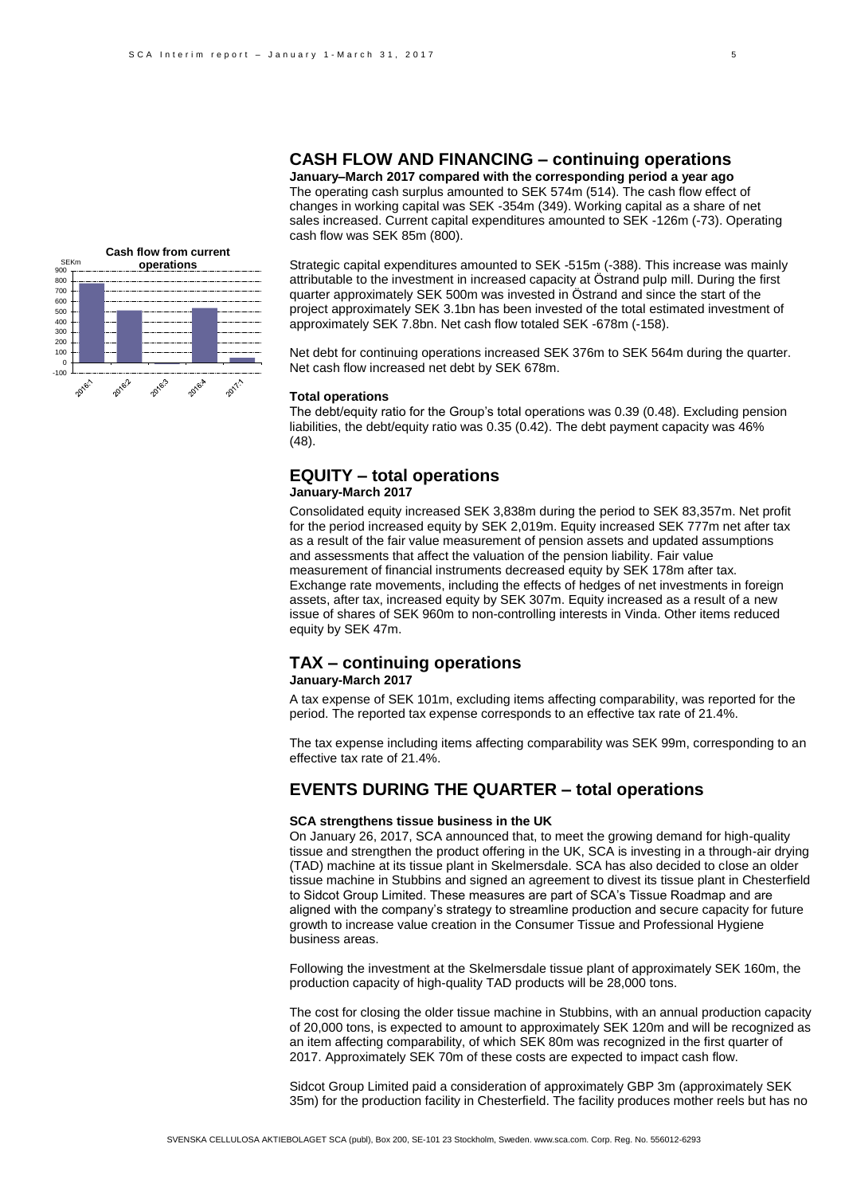## CASH FLOW AND FINANCING – continuing operations

**January–March 2017 compared with the corresponding period a year ago**

The operating cash surplus amounted to SEK 574m (514). The cash flow effect of changes in working capital was SEK -354m (349). Working capital as a share of net sales increased. Current capital expenditures amounted to SEK -126m (-73). Operating cash flow was SEK 85m (800).

Cash flow from current operations

| SEKm | 2016:1 | 2016:2 | 2016:3 | 2016:4 | 2017:1 |
|---|---|---|---|---|---|

Strategic capital expenditures amounted to SEK -515m (-388). This increase was mainly attributable to the investment in increased capacity at Östrand pulp mill. During the first quarter approximately SEK 500m was invested in Östrand and since the start of the project approximately SEK 3.1bn has been invested of the total estimated investment of approximately SEK 7.8bn. Net cash flow totaled SEK -678m (-158).

Net debt for continuing operations increased SEK 376m to SEK 564m during the quarter. Net cash flow increased net debt by SEK 678m.

**Total operations**

The debt/equity ratio for the Group's total operations was 0.39 (0.48). Excluding pension liabilities, the debt/equity ratio was 0.35 (0.42). The debt payment capacity was 46% (48).

## EQUITY – total operations

**January-March 2017**

Consolidated equity increased SEK 3,838m during the period to SEK 83,357m. Net profit for the period increased equity by SEK 2,019m. Equity increased SEK 777m net after tax as a result of the fair value measurement of pension assets and updated assumptions and assessments that affect the valuation of the pension liability. Fair value measurement of financial instruments decreased equity by SEK 178m after tax. Exchange rate movements, including the effects of hedges of net investments in foreign assets, after tax, increased equity by SEK 307m. Equity increased as a result of a new issue of shares of SEK 960m to non-controlling interests in Vinda. Other items reduced equity by SEK 47m.

## TAX – continuing operations

**January-March 2017**

A tax expense of SEK 101m, excluding items affecting comparability, was reported for the period. The reported tax expense corresponds to an effective tax rate of 21.4%.

The tax expense including items affecting comparability was SEK 99m, corresponding to an effective tax rate of 21.4%.

## EVENTS DURING THE QUARTER – total operations

**SCA strengthens tissue business in the UK**

On January 26, 2017, SCA announced that, to meet the growing demand for high-quality tissue and strengthen the product offering in the UK, SCA is investing in a through-air drying (TAD) machine at its tissue plant in Skelmersdale. SCA has also decided to close an older tissue machine in Stubbins and signed an agreement to divest its tissue plant in Chesterfield to Sidcot Group Limited. These measures are part of SCA's Tissue Roadmap and are aligned with the company's strategy to streamline production and secure capacity for future growth to increase value creation in the Consumer Tissue and Professional Hygiene business areas.

Following the investment at the Skelmersdale tissue plant of approximately SEK 160m, the production capacity of high-quality TAD products will be 28,000 tons.

The cost for closing the older tissue machine in Stubbins, with an annual production capacity of 20,000 tons, is expected to amount to approximately SEK 120m and will be recognized as an item affecting comparability, of which SEK 80m was recognized in the first quarter of 2017. Approximately SEK 70m of these costs are expected to impact cash flow.

Sidcot Group Limited paid a consideration of approximately GBP 3m (approximately SEK 35m) for the production facility in Chesterfield. The facility produces mother reels but has no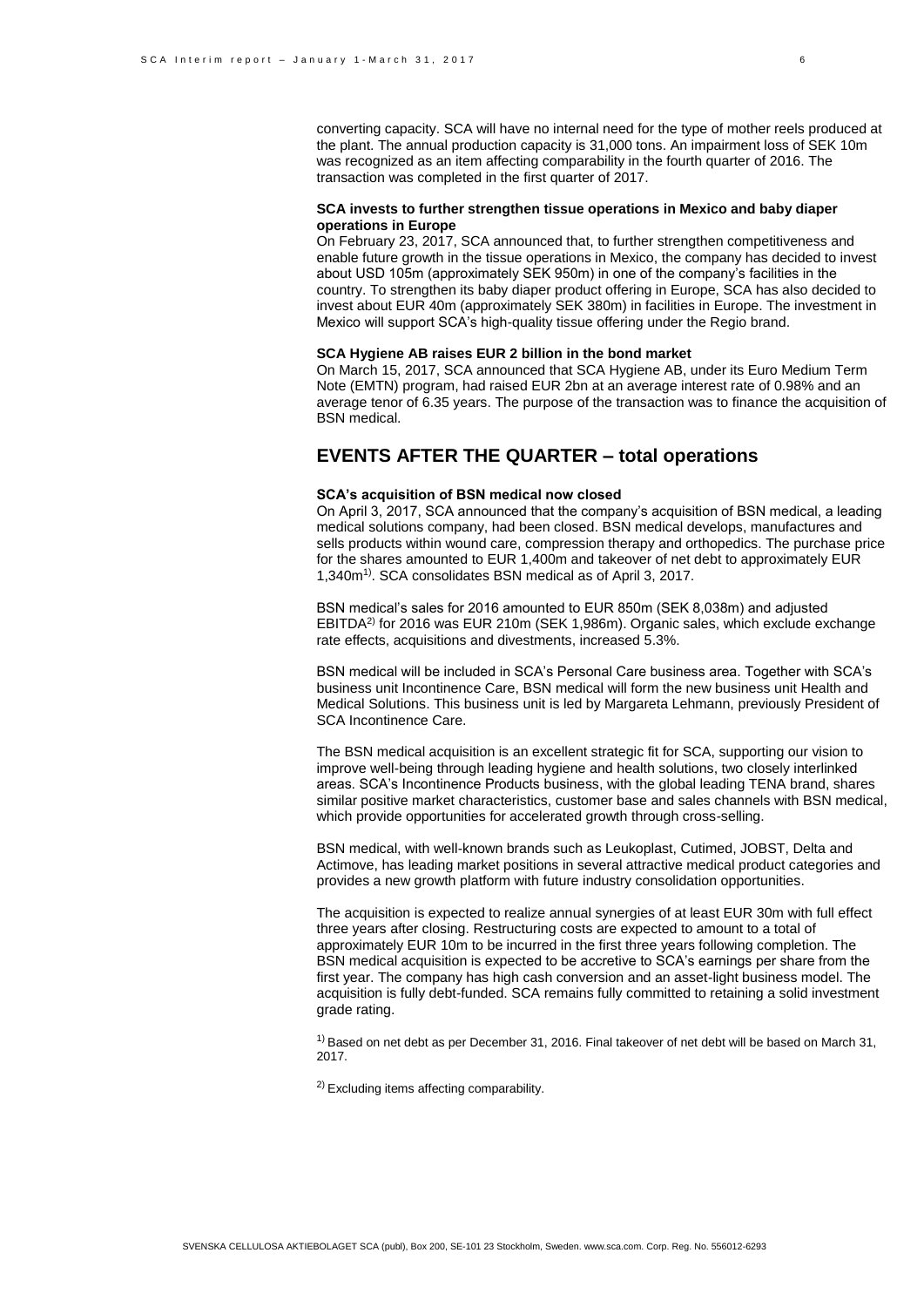converting capacity. SCA will have no internal need for the type of mother reels produced at the plant. The annual production capacity is 31,000 tons. An impairment loss of SEK 10m was recognized as an item affecting comparability in the fourth quarter of 2016. The transaction was completed in the first quarter of 2017.

**SCA invests to further strengthen tissue operations in Mexico and baby diaper operations in Europe**

On February 23, 2017, SCA announced that, to further strengthen competitiveness and enable future growth in the tissue operations in Mexico, the company has decided to invest about USD 105m (approximately SEK 950m) in one of the company's facilities in the country. To strengthen its baby diaper product offering in Europe, SCA has also decided to invest about EUR 40m (approximately SEK 380m) in facilities in Europe. The investment in Mexico will support SCA's high-quality tissue offering under the Regio brand.

**SCA Hygiene AB raises EUR 2 billion in the bond market**

On March 15, 2017, SCA announced that SCA Hygiene AB, under its Euro Medium Term Note (EMTN) program, had raised EUR 2bn at an average interest rate of 0.98% and an average tenor of 6.35 years. The purpose of the transaction was to finance the acquisition of BSN medical.

## EVENTS AFTER THE QUARTER – total operations

**SCA's acquisition of BSN medical now closed**

On April 3, 2017, SCA announced that the company's acquisition of BSN medical, a leading medical solutions company, had been closed. BSN medical develops, manufactures and sells products within wound care, compression therapy and orthopedics. The purchase price for the shares amounted to EUR 1,400m and takeover of net debt to approximately EUR 1,340m[1]. SCA consolidates BSN medical as of April 3, 2017.

BSN medical's sales for 2016 amounted to EUR 850m (SEK 8,038m) and adjusted EBITDA[2] for 2016 was EUR 210m (SEK 1,986m). Organic sales, which exclude exchange rate effects, acquisitions and divestments, increased 5.3%.

BSN medical will be included in SCA's Personal Care business area. Together with SCA's business unit Incontinence Care, BSN medical will form the new business unit Health and Medical Solutions. This business unit is led by Margareta Lehmann, previously President of SCA Incontinence Care.

The BSN medical acquisition is an excellent strategic fit for SCA, supporting our vision to improve well-being through leading hygiene and health solutions, two closely interlinked areas. SCA's Incontinence Products business, with the global leading TENA brand, shares similar positive market characteristics, customer base and sales channels with BSN medical, which provide opportunities for accelerated growth through cross-selling.

BSN medical, with well-known brands such as Leukoplast, Cutimed, JOBST, Delta and Actimove, has leading market positions in several attractive medical product categories and provides a new growth platform with future industry consolidation opportunities.

The acquisition is expected to realize annual synergies of at least EUR 30m with full effect three years after closing. Restructuring costs are expected to amount to a total of approximately EUR 10m to be incurred in the first three years following completion. The BSN medical acquisition is expected to be accretive to SCA's earnings per share from the first year. The company has high cash conversion and an asset-light business model. The acquisition is fully debt-funded. SCA remains fully committed to retaining a solid investment grade rating.

[1] Based on net debt as per December 31, 2016. Final takeover of net debt will be based on March 31, 2017.

[2] Excluding items affecting comparability.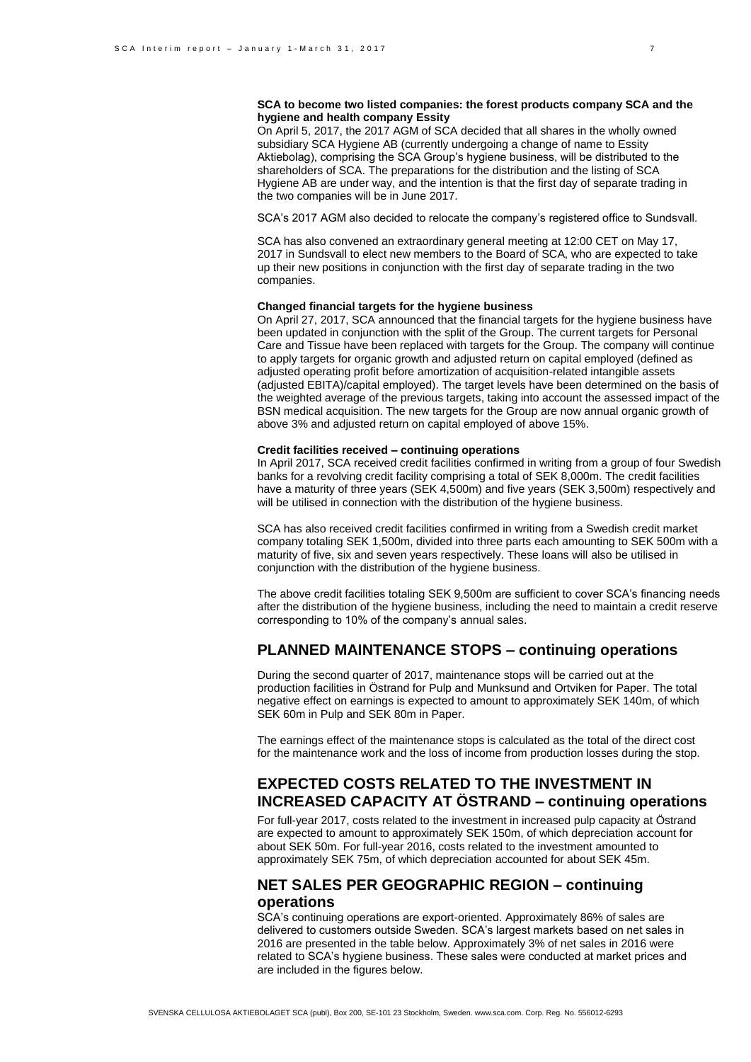**SCA to become two listed companies: the forest products company SCA and the hygiene and health company Essity**

On April 5, 2017, the 2017 AGM of SCA decided that all shares in the wholly owned subsidiary SCA Hygiene AB (currently undergoing a change of name to Essity Aktiebolag), comprising the SCA Group's hygiene business, will be distributed to the shareholders of SCA. The preparations for the distribution and the listing of SCA Hygiene AB are under way, and the intention is that the first day of separate trading in the two companies will be in June 2017.

SCA's 2017 AGM also decided to relocate the company's registered office to Sundsvall.

SCA has also convened an extraordinary general meeting at 12:00 CET on May 17, 2017 in Sundsvall to elect new members to the Board of SCA, who are expected to take up their new positions in conjunction with the first day of separate trading in the two companies.

**Changed financial targets for the hygiene business**

On April 27, 2017, SCA announced that the financial targets for the hygiene business have been updated in conjunction with the split of the Group. The current targets for Personal Care and Tissue have been replaced with targets for the Group. The company will continue to apply targets for organic growth and adjusted return on capital employed (defined as adjusted operating profit before amortization of acquisition-related intangible assets (adjusted EBITA)/capital employed). The target levels have been determined on the basis of the weighted average of the previous targets, taking into account the assessed impact of the BSN medical acquisition. The new targets for the Group are now annual organic growth of above 3% and adjusted return on capital employed of above 15%.

**Credit facilities received – continuing operations**

In April 2017, SCA received credit facilities confirmed in writing from a group of four Swedish banks for a revolving credit facility comprising a total of SEK 8,000m. The credit facilities have a maturity of three years (SEK 4,500m) and five years (SEK 3,500m) respectively and will be utilised in connection with the distribution of the hygiene business.

SCA has also received credit facilities confirmed in writing from a Swedish credit market company totaling SEK 1,500m, divided into three parts each amounting to SEK 500m with a maturity of five, six and seven years respectively. These loans will also be utilised in conjunction with the distribution of the hygiene business.

The above credit facilities totaling SEK 9,500m are sufficient to cover SCA's financing needs after the distribution of the hygiene business, including the need to maintain a credit reserve corresponding to 10% of the company's annual sales.

## PLANNED MAINTENANCE STOPS – continuing operations

During the second quarter of 2017, maintenance stops will be carried out at the production facilities in Östrand for Pulp and Munksund and Ortviken for Paper. The total negative effect on earnings is expected to amount to approximately SEK 140m, of which SEK 60m in Pulp and SEK 80m in Paper.

The earnings effect of the maintenance stops is calculated as the total of the direct cost for the maintenance work and the loss of income from production losses during the stop.

## EXPECTED COSTS RELATED TO THE INVESTMENT IN INCREASED CAPACITY AT ÖSTRAND – continuing operations

For full-year 2017, costs related to the investment in increased pulp capacity at Östrand are expected to amount to approximately SEK 150m, of which depreciation account for about SEK 50m. For full-year 2016, costs related to the investment amounted to approximately SEK 75m, of which depreciation accounted for about SEK 45m.

## NET SALES PER GEOGRAPHIC REGION – continuing operations

SCA's continuing operations are export-oriented. Approximately 86% of sales are delivered to customers outside Sweden. SCA's largest markets based on net sales in 2016 are presented in the table below. Approximately 3% of net sales in 2016 were related to SCA's hygiene business. These sales were conducted at market prices and are included in the figures below.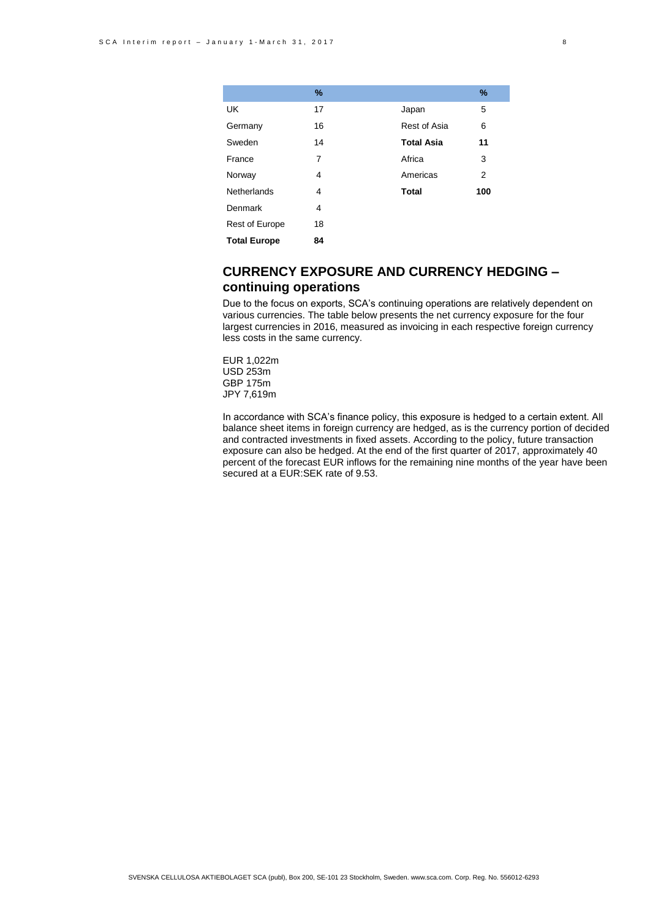| | % | | % |
|---|---|---|---|
| UK | 17 | Japan | 5 |
| Germany | 16 | Rest of Asia | 6 |
| Sweden | 14 | **Total Asia** | **11** |
| France | 7 | Africa | 3 |
| Norway | 4 | Americas | 2 |
| Netherlands | 4 | **Total** | **100** |
| Denmark | 4 | | |
| Rest of Europe | 18 | | |
| **Total Europe** | **84** | | |

## CURRENCY EXPOSURE AND CURRENCY HEDGING – continuing operations

Due to the focus on exports, SCA's continuing operations are relatively dependent on various currencies. The table below presents the net currency exposure for the four largest currencies in 2016, measured as invoicing in each respective foreign currency less costs in the same currency.

EUR 1,022m
USD 253m
GBP 175m
JPY 7,619m

In accordance with SCA's finance policy, this exposure is hedged to a certain extent. All balance sheet items in foreign currency are hedged, as is the currency portion of decided and contracted investments in fixed assets. According to the policy, future transaction exposure can also be hedged. At the end of the first quarter of 2017, approximately 40 percent of the forecast EUR inflows for the remaining nine months of the year have been secured at a EUR:SEK rate of 9.53.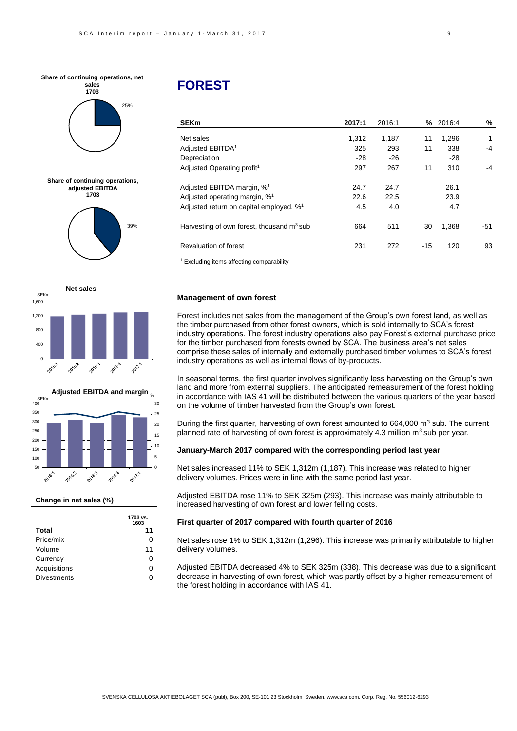# FOREST

| SEKm | 2017:1 | 2016:1 | % | 2016:4 | % |
|---|---|---|---|---|---|
| Net sales | 1,312 | 1,187 | 11 | 1,296 | 1 |
| Adjusted EBITDA[1] | 325 | 293 | 11 | 338 | -4 |
| Depreciation | -28 | -26 | | -28 | |
| Adjusted Operating profit[1] | 297 | 267 | 11 | 310 | -4 |
| Adjusted EBITDA margin, %[1] | 24.7 | 24.7 | | 26.1 | |
| Adjusted operating margin, %[1] | 22.6 | 22.5 | | 23.9 | |
| Adjusted return on capital employed, %[1] | 4.5 | 4.0 | | 4.7 | |
| Harvesting of own forest, thousand $m^3$ sub | 664 | 511 | 30 | 1,368 | -51 |
| Revaluation of forest | 231 | 272 | -15 | 120 | 93 |

[1] Excluding items affecting comparability

**Share of continuing operations, net sales 1703**: 25%

**Share of continuing operations, adjusted EBITDA 1703**: 39%

**Change in net sales (%)**

| | 1703 vs. 1603 |
|---|---|
| **Total** | **11** |
| Price/mix | 0 |
| Volume | 11 |
| Currency | 0 |
| Acquisitions | 0 |
| Divestments | 0 |

### Management of own forest

Forest includes net sales from the management of the Group's own forest land, as well as the timber purchased from other forest owners, which is sold internally to SCA's forest industry operations. The forest industry operations also pay Forest's external purchase price for the timber purchased from forests owned by SCA. The business area's net sales comprise these sales of internally and externally purchased timber volumes to SCA's forest industry operations as well as internal flows of by-products.

In seasonal terms, the first quarter involves significantly less harvesting on the Group's own land and more from external suppliers. The anticipated remeasurement of the forest holding in accordance with IAS 41 will be distributed between the various quarters of the year based on the volume of timber harvested from the Group's own forest.

During the first quarter, harvesting of own forest amounted to 664,000 $m^3$ sub. The current planned rate of harvesting of own forest is approximately 4.3 million $m^3$ sub per year.

### January-March 2017 compared with the corresponding period last year

Net sales increased 11% to SEK 1,312m (1,187). This increase was related to higher delivery volumes. Prices were in line with the same period last year.

Adjusted EBITDA rose 11% to SEK 325m (293). This increase was mainly attributable to increased harvesting of own forest and lower felling costs.

### First quarter of 2017 compared with fourth quarter of 2016

Net sales rose 1% to SEK 1,312m (1,296). This increase was primarily attributable to higher delivery volumes.

Adjusted EBITDA decreased 4% to SEK 325m (338). This decrease was due to a significant decrease in harvesting of own forest, which was partly offset by a higher remeasurement of the forest holding in accordance with IAS 41.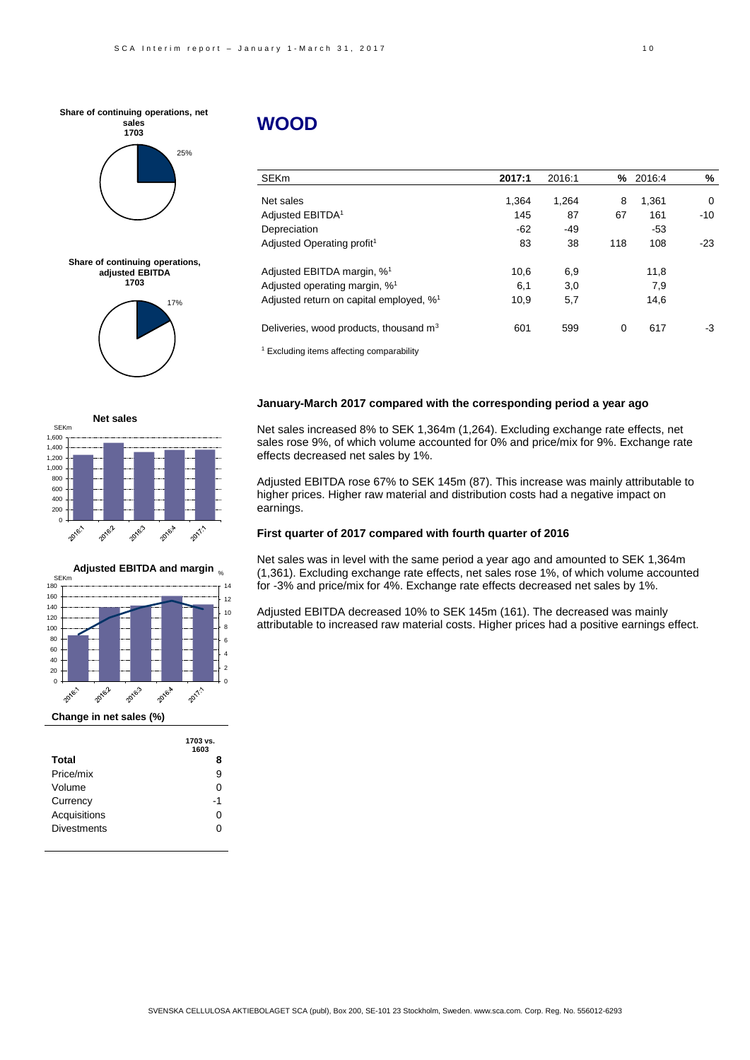## WOOD

| SEKm | 2017:1 | 2016:1 | % | 2016:4 | % |
|---|---|---|---|---|---|
| Net sales | 1,364 | 1,264 | 8 | 1,361 | 0 |
| Adjusted EBITDA[1] | 145 | 87 | 67 | 161 | -10 |
| Depreciation | -62 | -49 | | -53 | |
| Adjusted Operating profit[1] | 83 | 38 | 118 | 108 | -23 |
| Adjusted EBITDA margin, %[1] | 10,6 | 6,9 | | 11,8 | |
| Adjusted operating margin, %[1] | 6,1 | 3,0 | | 7,9 | |
| Adjusted return on capital employed, %[1] | 10,9 | 5,7 | | 14,6 | |
| Deliveries, wood products, thousand $m^3$ | 601 | 599 | 0 | 617 | -3 |

[1] Excluding items affecting comparability

**Share of continuing operations, net sales 1703**

25%

**Share of continuing operations, adjusted EBITDA 1703**

17%

**Net sales**

**Adjusted EBITDA and margin**

**Change in net sales (%)**

| | 1703 vs. 1603 |
|---|---|
| **Total** | **8** |
| Price/mix | 9 |
| Volume | 0 |
| Currency | -1 |
| Acquisitions | 0 |
| Divestments | 0 |

### January-March 2017 compared with the corresponding period a year ago

Net sales increased 8% to SEK 1,364m (1,264). Excluding exchange rate effects, net sales rose 9%, of which volume accounted for 0% and price/mix for 9%. Exchange rate effects decreased net sales by 1%.

Adjusted EBITDA rose 67% to SEK 145m (87). This increase was mainly attributable to higher prices. Higher raw material and distribution costs had a negative impact on earnings.

### First quarter of 2017 compared with fourth quarter of 2016

Net sales was in level with the same period a year ago and amounted to SEK 1,364m (1,361). Excluding exchange rate effects, net sales rose 1%, of which volume accounted for -3% and price/mix for 4%. Exchange rate effects decreased net sales by 1%.

Adjusted EBITDA decreased 10% to SEK 145m (161). The decreased was mainly attributable to increased raw material costs. Higher prices had a positive earnings effect.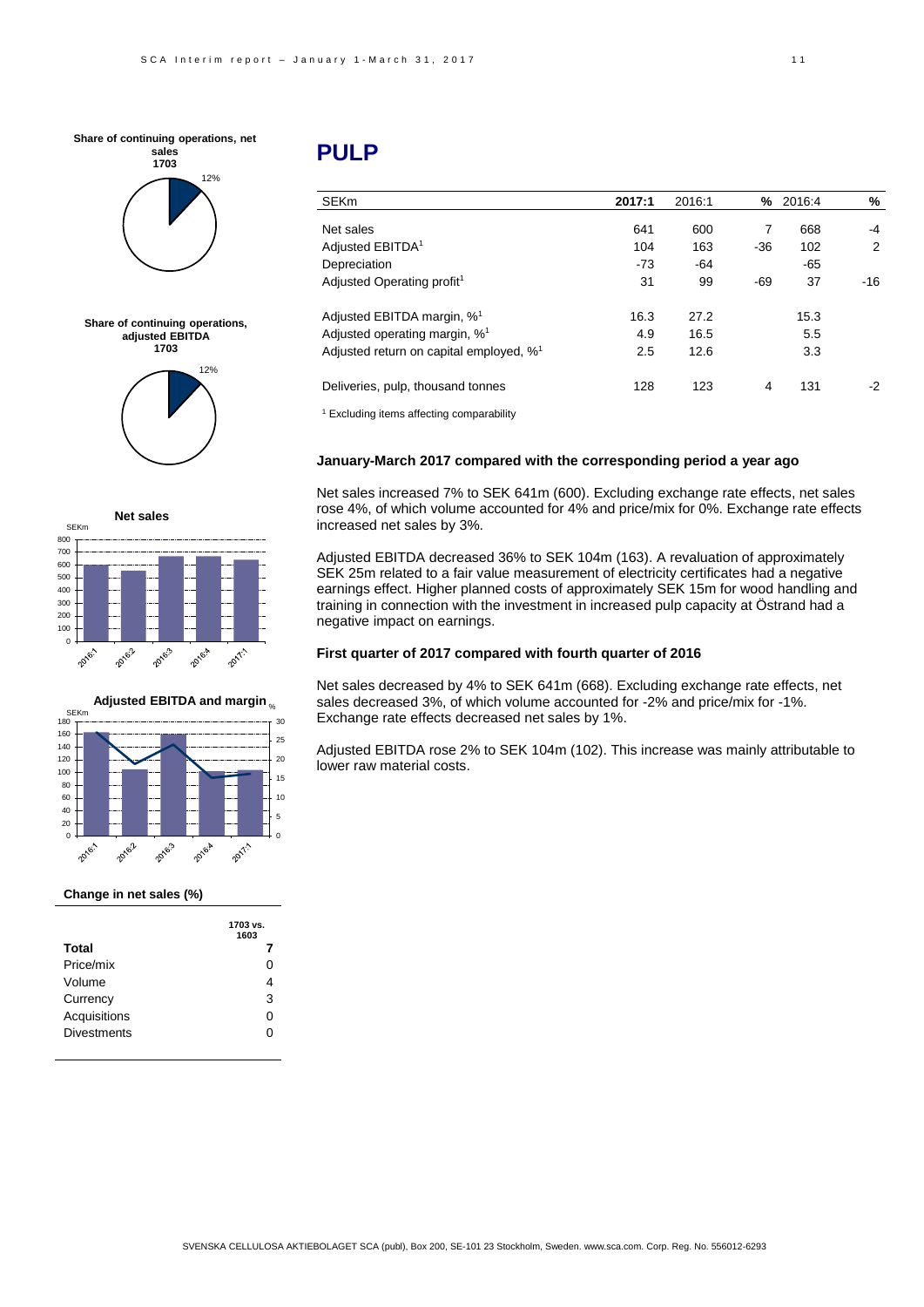# PULP

| SEKm | 2017:1 | 2016:1 | % | 2016:4 | % |
|---|---|---|---|---|---|
| Net sales | 641 | 600 | 7 | 668 | -4 |
| Adjusted EBITDA[1] | 104 | 163 | -36 | 102 | 2 |
| Depreciation | -73 | -64 | | -65 | |
| Adjusted Operating profit[1] | 31 | 99 | -69 | 37 | -16 |
| | | | | | |
| Adjusted EBITDA margin, %[1] | 16.3 | 27.2 | | 15.3 | |
| Adjusted operating margin, %[1] | 4.9 | 16.5 | | 5.5 | |
| Adjusted return on capital employed, %[1] | 2.5 | 12.6 | | 3.3 | |
| | | | | | |
| Deliveries, pulp, thousand tonnes | 128 | 123 | 4 | 131 | -2 |

[1] Excluding items affecting comparability

**Share of continuing operations, net sales 1703**

12%

**Share of continuing operations, adjusted EBITDA 1703**

12%

**Net sales**

**Adjusted EBITDA and margin**

### January-March 2017 compared with the corresponding period a year ago

Net sales increased 7% to SEK 641m (600). Excluding exchange rate effects, net sales rose 4%, of which volume accounted for 4% and price/mix for 0%. Exchange rate effects increased net sales by 3%.

Adjusted EBITDA decreased 36% to SEK 104m (163). A revaluation of approximately SEK 25m related to a fair value measurement of electricity certificates had a negative earnings effect. Higher planned costs of approximately SEK 15m for wood handling and training in connection with the investment in increased pulp capacity at Östrand had a negative impact on earnings.

### First quarter of 2017 compared with fourth quarter of 2016

Net sales decreased by 4% to SEK 641m (668). Excluding exchange rate effects, net sales decreased 3%, of which volume accounted for -2% and price/mix for -1%. Exchange rate effects decreased net sales by 1%.

Adjusted EBITDA rose 2% to SEK 104m (102). This increase was mainly attributable to lower raw material costs.

**Change in net sales (%)**

| | 1703 vs. 1603 |
|---|---|
| **Total** | **7** |
| Price/mix | 0 |
| Volume | 4 |
| Currency | 3 |
| Acquisitions | 0 |
| Divestments | 0 |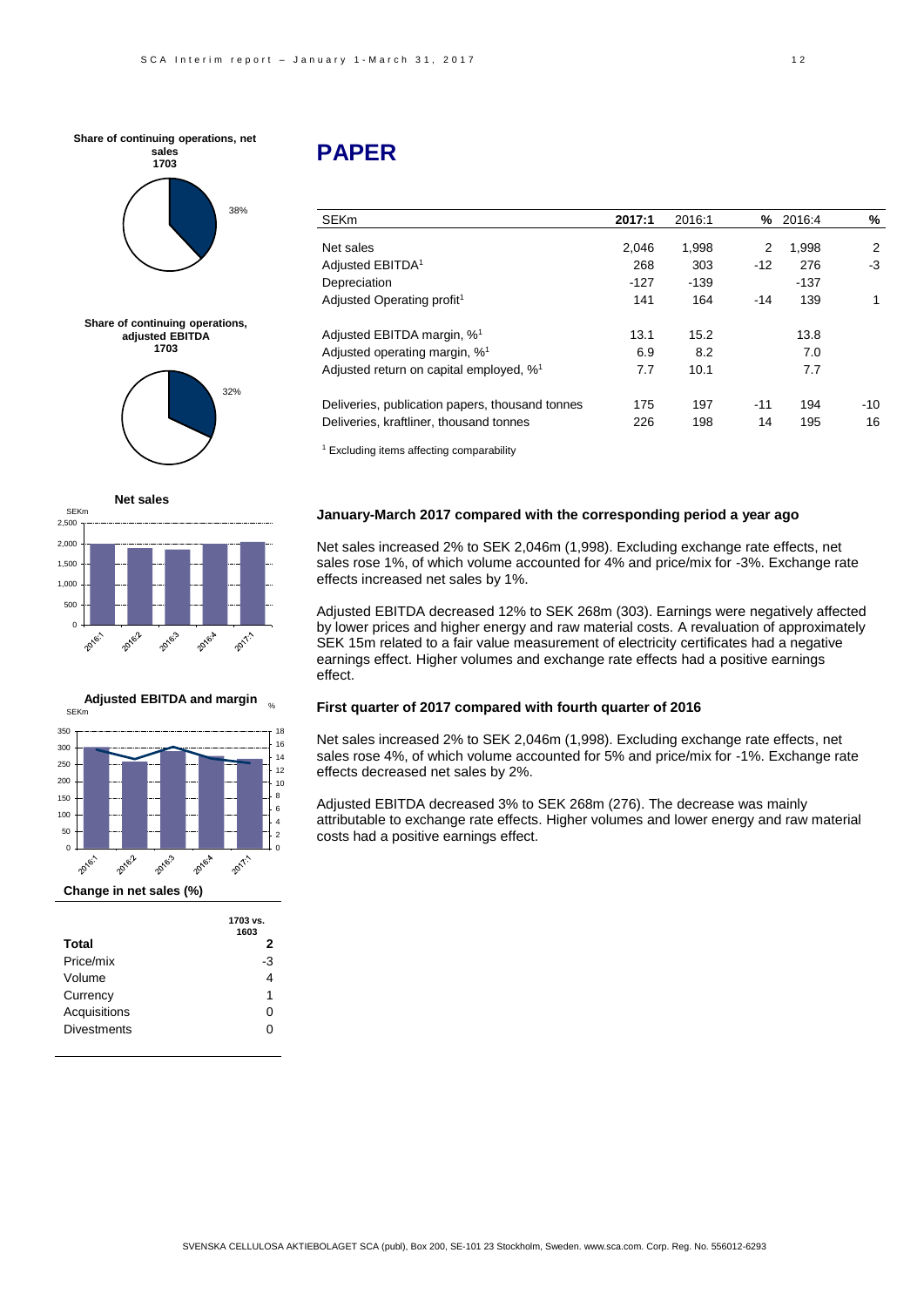# PAPER

| SEKm | 2017:1 | 2016:1 | % | 2016:4 | % |
|---|---|---|---|---|---|
| Net sales | 2,046 | 1,998 | 2 | 1,998 | 2 |
| Adjusted EBITDA[1] | 268 | 303 | -12 | 276 | -3 |
| Depreciation | -127 | -139 | | -137 | |
| Adjusted Operating profit[1] | 141 | 164 | -14 | 139 | 1 |
| Adjusted EBITDA margin, %[1] | 13.1 | 15.2 | | 13.8 | |
| Adjusted operating margin, %[1] | 6.9 | 8.2 | | 7.0 | |
| Adjusted return on capital employed, %[1] | 7.7 | 10.1 | | 7.7 | |
| Deliveries, publication papers, thousand tonnes | 175 | 197 | -11 | 194 | -10 |
| Deliveries, kraftliner, thousand tonnes | 226 | 198 | 14 | 195 | 16 |

[1] Excluding items affecting comparability

**Share of continuing operations, net sales 1703**

38%

**Share of continuing operations, adjusted EBITDA 1703**

32%

**Net sales**

**Adjusted EBITDA and margin**

**Change in net sales (%)**

| | 1703 vs. 1603 |
|---|---|
| **Total** | **2** |
| Price/mix | -3 |
| Volume | 4 |
| Currency | 1 |
| Acquisitions | 0 |
| Divestments | 0 |

### January-March 2017 compared with the corresponding period a year ago

Net sales increased 2% to SEK 2,046m (1,998). Excluding exchange rate effects, net sales rose 1%, of which volume accounted for 4% and price/mix for -3%. Exchange rate effects increased net sales by 1%.

Adjusted EBITDA decreased 12% to SEK 268m (303). Earnings were negatively affected by lower prices and higher energy and raw material costs. A revaluation of approximately SEK 15m related to a fair value measurement of electricity certificates had a negative earnings effect. Higher volumes and exchange rate effects had a positive earnings effect.

### First quarter of 2017 compared with fourth quarter of 2016

Net sales increased 2% to SEK 2,046m (1,998). Excluding exchange rate effects, net sales rose 4%, of which volume accounted for 5% and price/mix for -1%. Exchange rate effects decreased net sales by 2%.

Adjusted EBITDA decreased 3% to SEK 268m (276). The decrease was mainly attributable to exchange rate effects. Higher volumes and lower energy and raw material costs had a positive earnings effect.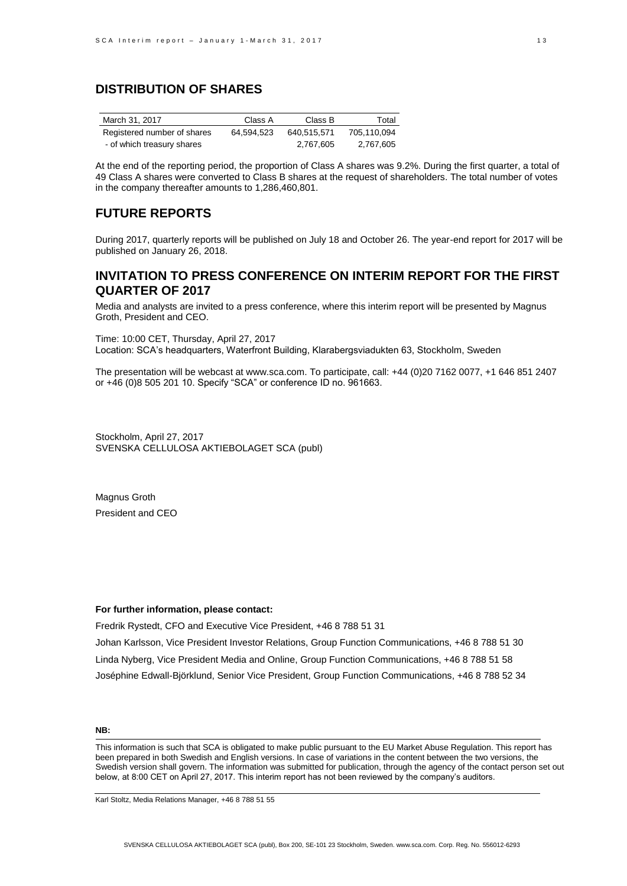## DISTRIBUTION OF SHARES

| March 31, 2017 | Class A | Class B | Total |
|---|---|---|---|
| Registered number of shares | 64,594,523 | 640,515,571 | 705,110,094 |
| - of which treasury shares | | 2,767,605 | 2,767,605 |

At the end of the reporting period, the proportion of Class A shares was 9.2%. During the first quarter, a total of 49 Class A shares were converted to Class B shares at the request of shareholders. The total number of votes in the company thereafter amounts to 1,286,460,801.

## FUTURE REPORTS

During 2017, quarterly reports will be published on July 18 and October 26. The year-end report for 2017 will be published on January 26, 2018.

## INVITATION TO PRESS CONFERENCE ON INTERIM REPORT FOR THE FIRST QUARTER OF 2017

Media and analysts are invited to a press conference, where this interim report will be presented by Magnus Groth, President and CEO.

Time: 10:00 CET, Thursday, April 27, 2017
Location: SCA's headquarters, Waterfront Building, Klarabergsviadukten 63, Stockholm, Sweden

The presentation will be webcast at www.sca.com. To participate, call: +44 (0)20 7162 0077, +1 646 851 2407 or +46 (0)8 505 201 10. Specify "SCA" or conference ID no. 961663.

Stockholm, April 27, 2017
SVENSKA CELLULOSA AKTIEBOLAGET SCA (publ)

Magnus Groth
President and CEO

**For further information, please contact:**

Fredrik Rystedt, CFO and Executive Vice President, +46 8 788 51 31

Johan Karlsson, Vice President Investor Relations, Group Function Communications, +46 8 788 51 30

Linda Nyberg, Vice President Media and Online, Group Function Communications, +46 8 788 51 58

Joséphine Edwall-Björklund, Senior Vice President, Group Function Communications, +46 8 788 52 34

**NB:**

This information is such that SCA is obligated to make public pursuant to the EU Market Abuse Regulation. This report has been prepared in both Swedish and English versions. In case of variations in the content between the two versions, the Swedish version shall govern. The information was submitted for publication, through the agency of the contact person set out below, at 8:00 CET on April 27, 2017. This interim report has not been reviewed by the company's auditors.

Karl Stoltz, Media Relations Manager, +46 8 788 51 55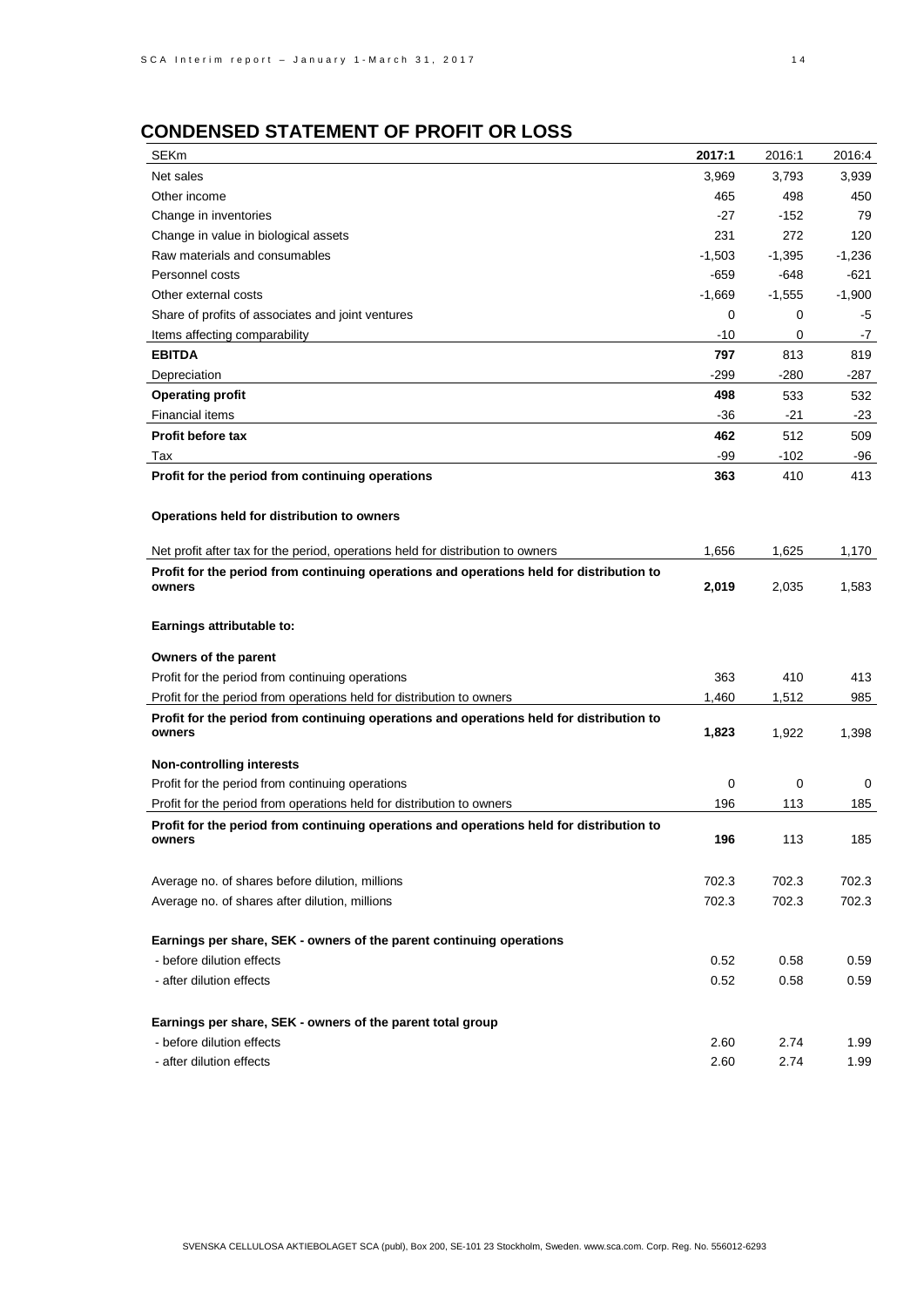## CONDENSED STATEMENT OF PROFIT OR LOSS

| SEKm | **2017:1** | 2016:1 | 2016:4 |
|---|---|---|---|
| Net sales | 3,969 | 3,793 | 3,939 |
| Other income | 465 | 498 | 450 |
| Change in inventories | -27 | -152 | 79 |
| Change in value in biological assets | 231 | 272 | 120 |
| Raw materials and consumables | -1,503 | -1,395 | -1,236 |
| Personnel costs | -659 | -648 | -621 |
| Other external costs | -1,669 | -1,555 | -1,900 |
| Share of profits of associates and joint ventures | 0 | 0 | -5 |
| Items affecting comparability | -10 | 0 | -7 |
| **EBITDA** | **797** | 813 | 819 |
| Depreciation | -299 | -280 | -287 |
| **Operating profit** | **498** | 533 | 532 |
| Financial items | -36 | -21 | -23 |
| **Profit before tax** | **462** | 512 | 509 |
| Tax | -99 | -102 | -96 |
| **Profit for the period from continuing operations** | **363** | 410 | 413 |
| | | | |
| **Operations held for distribution to owners** | | | |
| | | | |
| Net profit after tax for the period, operations held for distribution to owners | 1,656 | 1,625 | 1,170 |
| **Profit for the period from continuing operations and operations held for distribution to owners** | **2,019** | 2,035 | 1,583 |
| | | | |
| **Earnings attributable to:** | | | |
| | | | |
| **Owners of the parent** | | | |
| Profit for the period from continuing operations | 363 | 410 | 413 |
| Profit for the period from operations held for distribution to owners | 1,460 | 1,512 | 985 |
| **Profit for the period from continuing operations and operations held for distribution to owners** | **1,823** | 1,922 | 1,398 |
| | | | |
| **Non-controlling interests** | | | |
| Profit for the period from continuing operations | 0 | 0 | 0 |
| Profit for the period from operations held for distribution to owners | 196 | 113 | 185 |
| **Profit for the period from continuing operations and operations held for distribution to owners** | **196** | 113 | 185 |
| | | | |
| Average no. of shares before dilution, millions | 702.3 | 702.3 | 702.3 |
| Average no. of shares after dilution, millions | 702.3 | 702.3 | 702.3 |
| | | | |
| **Earnings per share, SEK - owners of the parent continuing operations** | | | |
| - before dilution effects | 0.52 | 0.58 | 0.59 |
| - after dilution effects | 0.52 | 0.58 | 0.59 |
| | | | |
| **Earnings per share, SEK - owners of the parent total group** | | | |
| - before dilution effects | 2.60 | 2.74 | 1.99 |
| - after dilution effects | 2.60 | 2.74 | 1.99 |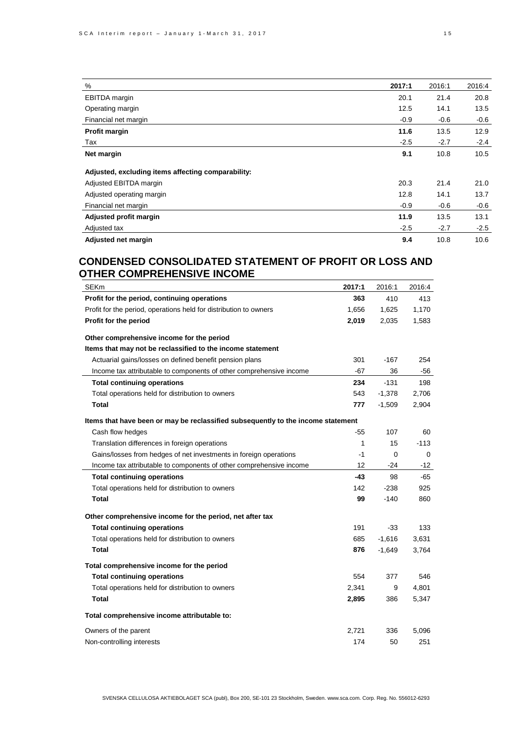| % | 2017:1 | 2016:1 | 2016:4 |
|---|---|---|---|
| EBITDA margin | 20.1 | 21.4 | 20.8 |
| Operating margin | 12.5 | 14.1 | 13.5 |
| Financial net margin | -0.9 | -0.6 | -0.6 |
| **Profit margin** | **11.6** | 13.5 | 12.9 |
| Tax | -2.5 | -2.7 | -2.4 |
| **Net margin** | **9.1** | 10.8 | 10.5 |
| | | | |
| **Adjusted, excluding items affecting comparability:** | | | |
| Adjusted EBITDA margin | 20.3 | 21.4 | 21.0 |
| Adjusted operating margin | 12.8 | 14.1 | 13.7 |
| Financial net margin | -0.9 | -0.6 | -0.6 |
| **Adjusted profit margin** | **11.9** | 13.5 | 13.1 |
| Adjusted tax | -2.5 | -2.7 | -2.5 |
| **Adjusted net margin** | **9.4** | 10.8 | 10.6 |

## CONDENSED CONSOLIDATED STATEMENT OF PROFIT OR LOSS AND OTHER COMPREHENSIVE INCOME

| SEKm | 2017:1 | 2016:1 | 2016:4 |
|---|---|---|---|
| **Profit for the period, continuing operations** | **363** | 410 | 413 |
| Profit for the period, operations held for distribution to owners | 1,656 | 1,625 | 1,170 |
| **Profit for the period** | **2,019** | 2,035 | 1,583 |
| | | | |
| **Other comprehensive income for the period** | | | |
| **Items that may not be reclassified to the income statement** | | | |
| Actuarial gains/losses on defined benefit pension plans | 301 | -167 | 254 |
| Income tax attributable to components of other comprehensive income | -67 | 36 | -56 |
| **Total continuing operations** | **234** | -131 | 198 |
| Total operations held for distribution to owners | 543 | -1,378 | 2,706 |
| **Total** | **777** | -1,509 | 2,904 |
| | | | |
| **Items that have been or may be reclassified subsequently to the income statement** | | | |
| Cash flow hedges | -55 | 107 | 60 |
| Translation differences in foreign operations | 1 | 15 | -113 |
| Gains/losses from hedges of net investments in foreign operations | -1 | 0 | 0 |
| Income tax attributable to components of other comprehensive income | 12 | -24 | -12 |
| **Total continuing operations** | **-43** | 98 | -65 |
| Total operations held for distribution to owners | 142 | -238 | 925 |
| **Total** | **99** | -140 | 860 |
| | | | |
| **Other comprehensive income for the period, net after tax** | | | |
| **Total continuing operations** | 191 | -33 | 133 |
| Total operations held for distribution to owners | 685 | -1,616 | 3,631 |
| **Total** | **876** | -1,649 | 3,764 |
| | | | |
| **Total comprehensive income for the period** | | | |
| **Total continuing operations** | 554 | 377 | 546 |
| Total operations held for distribution to owners | 2,341 | 9 | 4,801 |
| **Total** | **2,895** | 386 | 5,347 |
| | | | |
| **Total comprehensive income attributable to:** | | | |
| Owners of the parent | 2,721 | 336 | 5,096 |
| Non-controlling interests | 174 | 50 | 251 |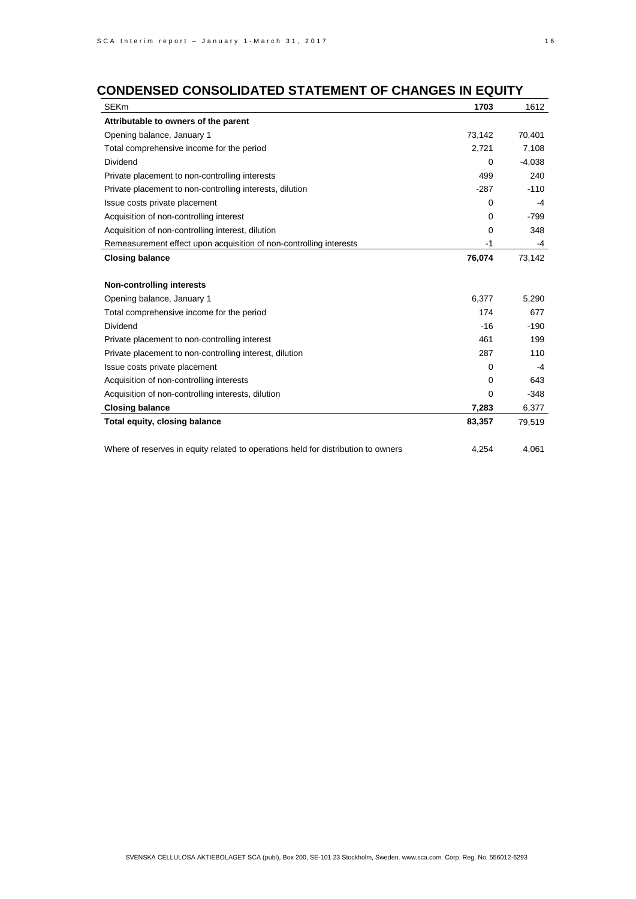## CONDENSED CONSOLIDATED STATEMENT OF CHANGES IN EQUITY

| SEKm | 1703 | 1612 |
|---|---|---|
| **Attributable to owners of the parent** | | |
| Opening balance, January 1 | 73,142 | 70,401 |
| Total comprehensive income for the period | 2,721 | 7,108 |
| Dividend | 0 | -4,038 |
| Private placement to non-controlling interests | 499 | 240 |
| Private placement to non-controlling interests, dilution | -287 | -110 |
| Issue costs private placement | 0 | -4 |
| Acquisition of non-controlling interest | 0 | -799 |
| Acquisition of non-controlling interest, dilution | 0 | 348 |
| Remeasurement effect upon acquisition of non-controlling interests | -1 | -4 |
| **Closing balance** | **76,074** | 73,142 |
| | | |
| **Non-controlling interests** | | |
| Opening balance, January 1 | 6,377 | 5,290 |
| Total comprehensive income for the period | 174 | 677 |
| Dividend | -16 | -190 |
| Private placement to non-controlling interest | 461 | 199 |
| Private placement to non-controlling interest, dilution | 287 | 110 |
| Issue costs private placement | 0 | -4 |
| Acquisition of non-controlling interests | 0 | 643 |
| Acquisition of non-controlling interests, dilution | 0 | -348 |
| **Closing balance** | **7,283** | 6,377 |
| **Total equity, closing balance** | **83,357** | 79,519 |
| | | |
| Where of reserves in equity related to operations held for distribution to owners | 4,254 | 4,061 |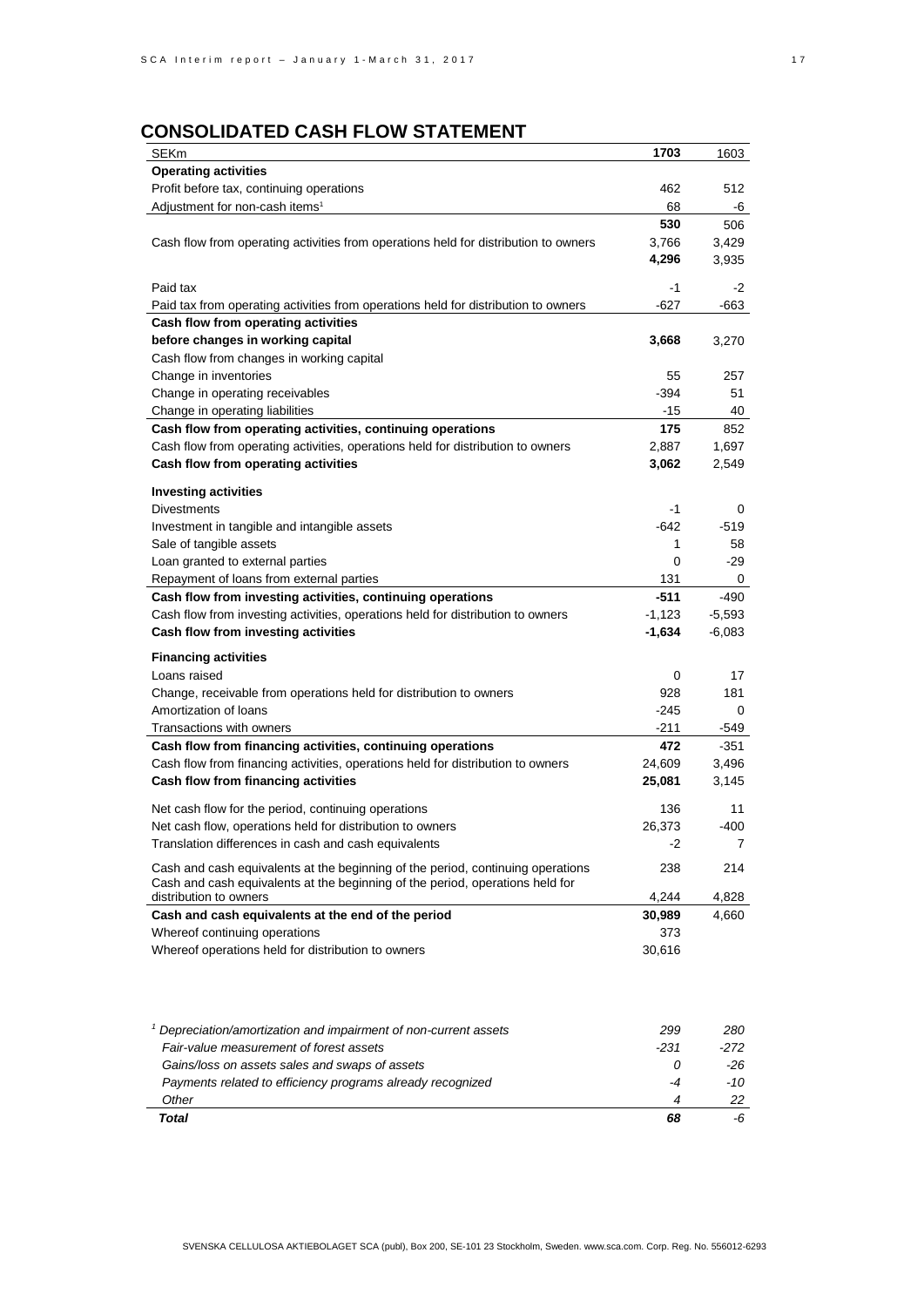## CONSOLIDATED CASH FLOW STATEMENT

| SEKm | 1703 | 1603 |
|---|---|---|
| **Operating activities** | | |
| Profit before tax, continuing operations | 462 | 512 |
| Adjustment for non-cash items[1] | 68 | -6 |
| | **530** | 506 |
| Cash flow from operating activities from operations held for distribution to owners | 3,766 | 3,429 |
| | **4,296** | 3,935 |
| Paid tax | -1 | -2 |
| Paid tax from operating activities from operations held for distribution to owners | -627 | -663 |
| **Cash flow from operating activities before changes in working capital** | **3,668** | 3,270 |
| Cash flow from changes in working capital | | |
| Change in inventories | 55 | 257 |
| Change in operating receivables | -394 | 51 |
| Change in operating liabilities | -15 | 40 |
| **Cash flow from operating activities, continuing operations** | **175** | 852 |
| Cash flow from operating activities, operations held for distribution to owners | 2,887 | 1,697 |
| **Cash flow from operating activities** | **3,062** | 2,549 |
| **Investing activities** | | |
| Divestments | -1 | 0 |
| Investment in tangible and intangible assets | -642 | -519 |
| Sale of tangible assets | 1 | 58 |
| Loan granted to external parties | 0 | -29 |
| Repayment of loans from external parties | 131 | 0 |
| **Cash flow from investing activities, continuing operations** | **-511** | -490 |
| Cash flow from investing activities, operations held for distribution to owners | -1,123 | -5,593 |
| **Cash flow from investing activities** | **-1,634** | -6,083 |
| **Financing activities** | | |
| Loans raised | 0 | 17 |
| Change, receivable from operations held for distribution to owners | 928 | 181 |
| Amortization of loans | -245 | 0 |
| Transactions with owners | -211 | -549 |
| **Cash flow from financing activities, continuing operations** | **472** | -351 |
| Cash flow from financing activities, operations held for distribution to owners | 24,609 | 3,496 |
| **Cash flow from financing activities** | **25,081** | 3,145 |
| Net cash flow for the period, continuing operations | 136 | 11 |
| Net cash flow, operations held for distribution to owners | 26,373 | -400 |
| Translation differences in cash and cash equivalents | -2 | 7 |
| Cash and cash equivalents at the beginning of the period, continuing operations | 238 | 214 |
| Cash and cash equivalents at the beginning of the period, operations held for distribution to owners | 4,244 | 4,828 |
| **Cash and cash equivalents at the end of the period** | **30,989** | 4,660 |
| Whereof continuing operations | 373 | |
| Whereof operations held for distribution to owners | 30,616 | |

| | | |
|---|---|---|
| *[1] Depreciation/amortization and impairment of non-current assets* | *299* | *280* |
| *Fair-value measurement of forest assets* | *-231* | *-272* |
| *Gains/loss on assets sales and swaps of assets* | *0* | *-26* |
| *Payments related to efficiency programs already recognized* | *-4* | *-10* |
| *Other* | *4* | *22* |
| ***Total*** | ***68*** | *-6* |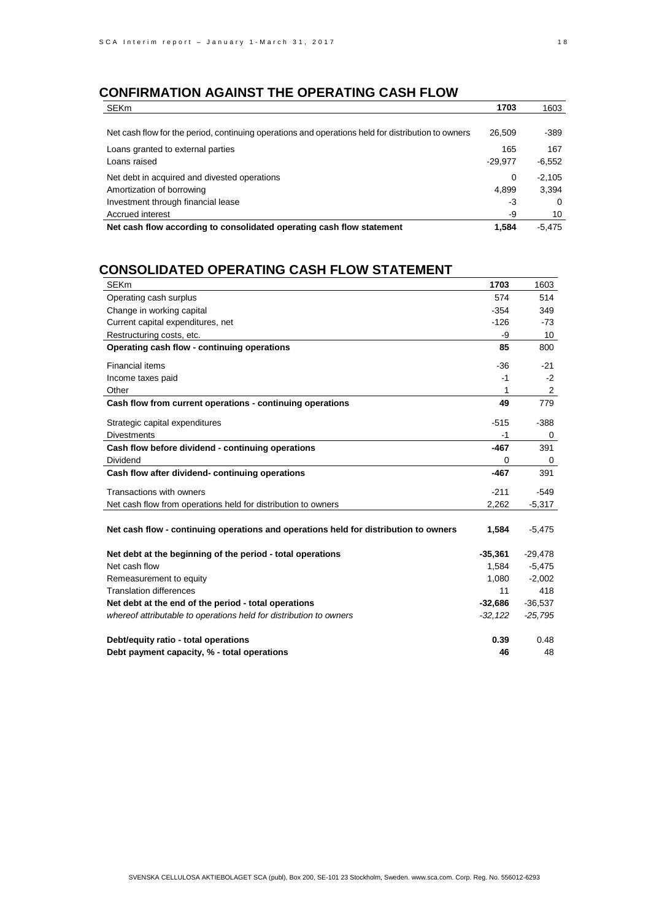## CONFIRMATION AGAINST THE OPERATING CASH FLOW

| SEKm | **1703** | 1603 |
|---|---|---|
| Net cash flow for the period, continuing operations and operations held for distribution to owners | 26,509 | -389 |
| Loans granted to external parties | 165 | 167 |
| Loans raised | -29,977 | -6,552 |
| Net debt in acquired and divested operations | 0 | -2,105 |
| Amortization of borrowing | 4,899 | 3,394 |
| Investment through financial lease | -3 | 0 |
| Accrued interest | -9 | 10 |
| **Net cash flow according to consolidated operating cash flow statement** | **1,584** | -5,475 |

## CONSOLIDATED OPERATING CASH FLOW STATEMENT

| SEKm | **1703** | 1603 |
|---|---|---|
| Operating cash surplus | 574 | 514 |
| Change in working capital | -354 | 349 |
| Current capital expenditures, net | -126 | -73 |
| Restructuring costs, etc. | -9 | 10 |
| **Operating cash flow - continuing operations** | **85** | 800 |
| Financial items | -36 | -21 |
| Income taxes paid | -1 | -2 |
| Other | 1 | 2 |
| **Cash flow from current operations - continuing operations** | **49** | 779 |
| Strategic capital expenditures | -515 | -388 |
| Divestments | -1 | 0 |
| **Cash flow before dividend - continuing operations** | **-467** | 391 |
| Dividend | 0 | 0 |
| **Cash flow after dividend- continuing operations** | **-467** | 391 |
| Transactions with owners | -211 | -549 |
| Net cash flow from operations held for distribution to owners | 2,262 | -5,317 |
| **Net cash flow - continuing operations and operations held for distribution to owners** | **1,584** | -5,475 |
| **Net debt at the beginning of the period - total operations** | **-35,361** | -29,478 |
| Net cash flow | 1,584 | -5,475 |
| Remeasurement to equity | 1,080 | -2,002 |
| Translation differences | 11 | 418 |
| **Net debt at the end of the period - total operations** | **-32,686** | -36,537 |
| *whereof attributable to operations held for distribution to owners* | *-32,122* | *-25,795* |
| **Debt/equity ratio - total operations** | **0.39** | 0.48 |
| **Debt payment capacity, % - total operations** | **46** | 48 |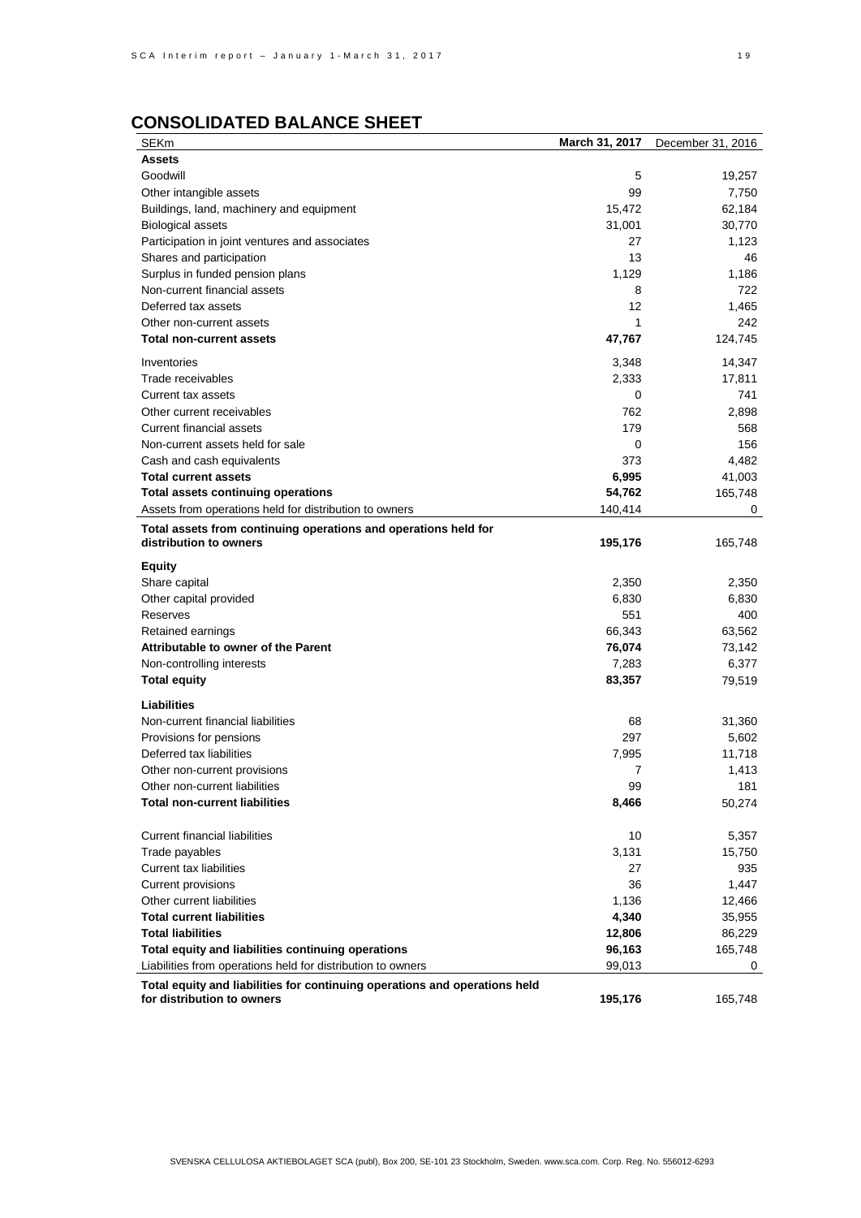## CONSOLIDATED BALANCE SHEET

| SEKm | **March 31, 2017** | December 31, 2016 |
|---|---|---|
| **Assets** | | |
| Goodwill | 5 | 19,257 |
| Other intangible assets | 99 | 7,750 |
| Buildings, land, machinery and equipment | 15,472 | 62,184 |
| Biological assets | 31,001 | 30,770 |
| Participation in joint ventures and associates | 27 | 1,123 |
| Shares and participation | 13 | 46 |
| Surplus in funded pension plans | 1,129 | 1,186 |
| Non-current financial assets | 8 | 722 |
| Deferred tax assets | 12 | 1,465 |
| Other non-current assets | 1 | 242 |
| **Total non-current assets** | **47,767** | 124,745 |
| Inventories | 3,348 | 14,347 |
| Trade receivables | 2,333 | 17,811 |
| Current tax assets | 0 | 741 |
| Other current receivables | 762 | 2,898 |
| Current financial assets | 179 | 568 |
| Non-current assets held for sale | 0 | 156 |
| Cash and cash equivalents | 373 | 4,482 |
| **Total current assets** | **6,995** | 41,003 |
| **Total assets continuing operations** | **54,762** | 165,748 |
| Assets from operations held for distribution to owners | 140,414 | 0 |
| **Total assets from continuing operations and operations held for distribution to owners** | **195,176** | 165,748 |
| **Equity** | | |
| Share capital | 2,350 | 2,350 |
| Other capital provided | 6,830 | 6,830 |
| Reserves | 551 | 400 |
| Retained earnings | 66,343 | 63,562 |
| **Attributable to owner of the Parent** | **76,074** | 73,142 |
| Non-controlling interests | 7,283 | 6,377 |
| **Total equity** | **83,357** | 79,519 |
| **Liabilities** | | |
| Non-current financial liabilities | 68 | 31,360 |
| Provisions for pensions | 297 | 5,602 |
| Deferred tax liabilities | 7,995 | 11,718 |
| Other non-current provisions | 7 | 1,413 |
| Other non-current liabilities | 99 | 181 |
| **Total non-current liabilities** | **8,466** | 50,274 |
| Current financial liabilities | 10 | 5,357 |
| Trade payables | 3,131 | 15,750 |
| Current tax liabilities | 27 | 935 |
| Current provisions | 36 | 1,447 |
| Other current liabilities | 1,136 | 12,466 |
| **Total current liabilities** | **4,340** | 35,955 |
| **Total liabilities** | **12,806** | 86,229 |
| **Total equity and liabilities continuing operations** | **96,163** | 165,748 |
| Liabilities from operations held for distribution to owners | 99,013 | 0 |
| **Total equity and liabilities for continuing operations and operations held for distribution to owners** | **195,176** | 165,748 |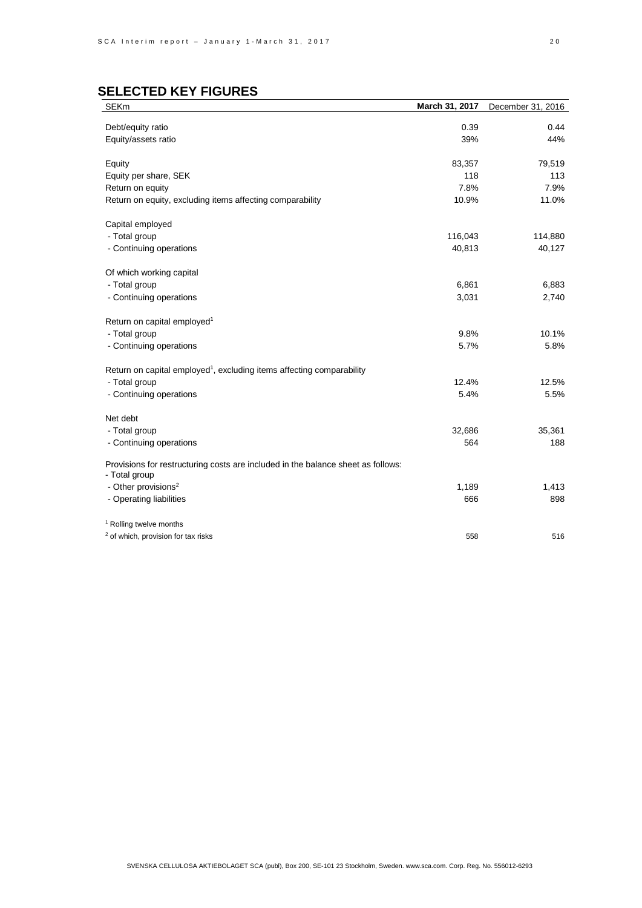## SELECTED KEY FIGURES

| SEKm | **March 31, 2017** | December 31, 2016 |
|---|---|---|
| Debt/equity ratio | 0.39 | 0.44 |
| Equity/assets ratio | 39% | 44% |
| | | |
| Equity | 83,357 | 79,519 |
| Equity per share, SEK | 118 | 113 |
| Return on equity | 7.8% | 7.9% |
| Return on equity, excluding items affecting comparability | 10.9% | 11.0% |
| | | |
| Capital employed | | |
| - Total group | 116,043 | 114,880 |
| - Continuing operations | 40,813 | 40,127 |
| | | |
| Of which working capital | | |
| - Total group | 6,861 | 6,883 |
| - Continuing operations | 3,031 | 2,740 |
| | | |
| Return on capital employed[1] | | |
| - Total group | 9.8% | 10.1% |
| - Continuing operations | 5.7% | 5.8% |
| | | |
| Return on capital employed[1], excluding items affecting comparability | | |
| - Total group | 12.4% | 12.5% |
| - Continuing operations | 5.4% | 5.5% |
| | | |
| Net debt | | |
| - Total group | 32,686 | 35,361 |
| - Continuing operations | 564 | 188 |
| | | |
| Provisions for restructuring costs are included in the balance sheet as follows: - Total group | | |
| - Other provisions[2] | 1,189 | 1,413 |
| - Operating liabilities | 666 | 898 |
| | | |
| [1] Rolling twelve months | | |
| [2] of which, provision for tax risks | 558 | 516 |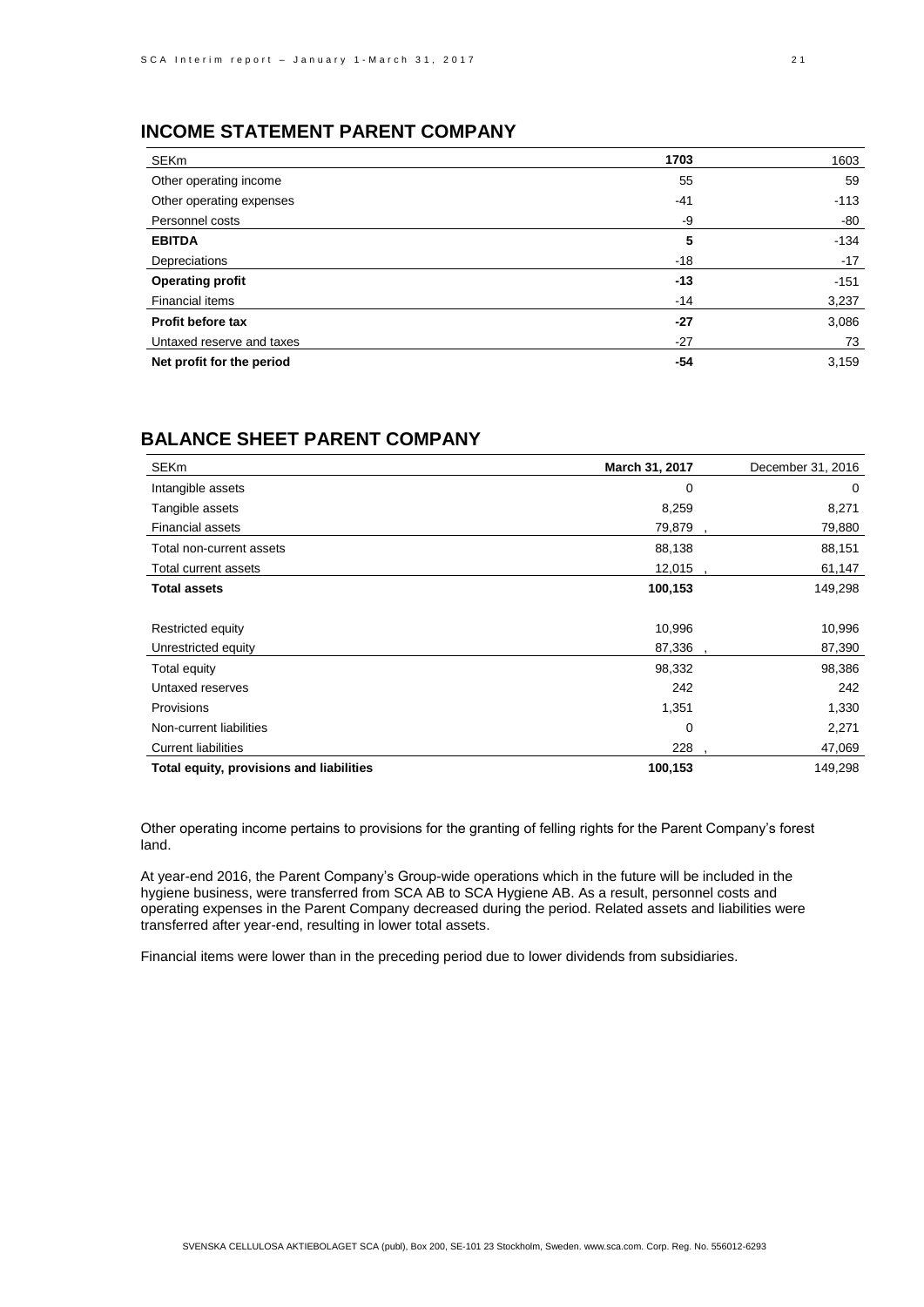## INCOME STATEMENT PARENT COMPANY

| SEKm | 1703 | 1603 |
|---|---|---|
| Other operating income | 55 | 59 |
| Other operating expenses | -41 | -113 |
| Personnel costs | -9 | -80 |
| **EBITDA** | **5** | -134 |
| Depreciations | -18 | -17 |
| **Operating profit** | **-13** | -151 |
| Financial items | -14 | 3,237 |
| **Profit before tax** | **-27** | 3,086 |
| Untaxed reserve and taxes | -27 | 73 |
| **Net profit for the period** | **-54** | 3,159 |

## BALANCE SHEET PARENT COMPANY

| SEKm | March 31, 2017 | December 31, 2016 |
|---|---|---|
| Intangible assets | 0 | 0 |
| Tangible assets | 8,259 | 8,271 |
| Financial assets | 79,879 | 79,880 |
| Total non-current assets | 88,138 | 88,151 |
| Total current assets | 12,015 | 61,147 |
| **Total assets** | **100,153** | 149,298 |
| | | |
| Restricted equity | 10,996 | 10,996 |
| Unrestricted equity | 87,336 | 87,390 |
| Total equity | 98,332 | 98,386 |
| Untaxed reserves | 242 | 242 |
| Provisions | 1,351 | 1,330 |
| Non-current liabilities | 0 | 2,271 |
| Current liabilities | 228 | 47,069 |
| **Total equity, provisions and liabilities** | **100,153** | 149,298 |

Other operating income pertains to provisions for the granting of felling rights for the Parent Company's forest land.

At year-end 2016, the Parent Company's Group-wide operations which in the future will be included in the hygiene business, were transferred from SCA AB to SCA Hygiene AB. As a result, personnel costs and operating expenses in the Parent Company decreased during the period. Related assets and liabilities were transferred after year-end, resulting in lower total assets.

Financial items were lower than in the preceding period due to lower dividends from subsidiaries.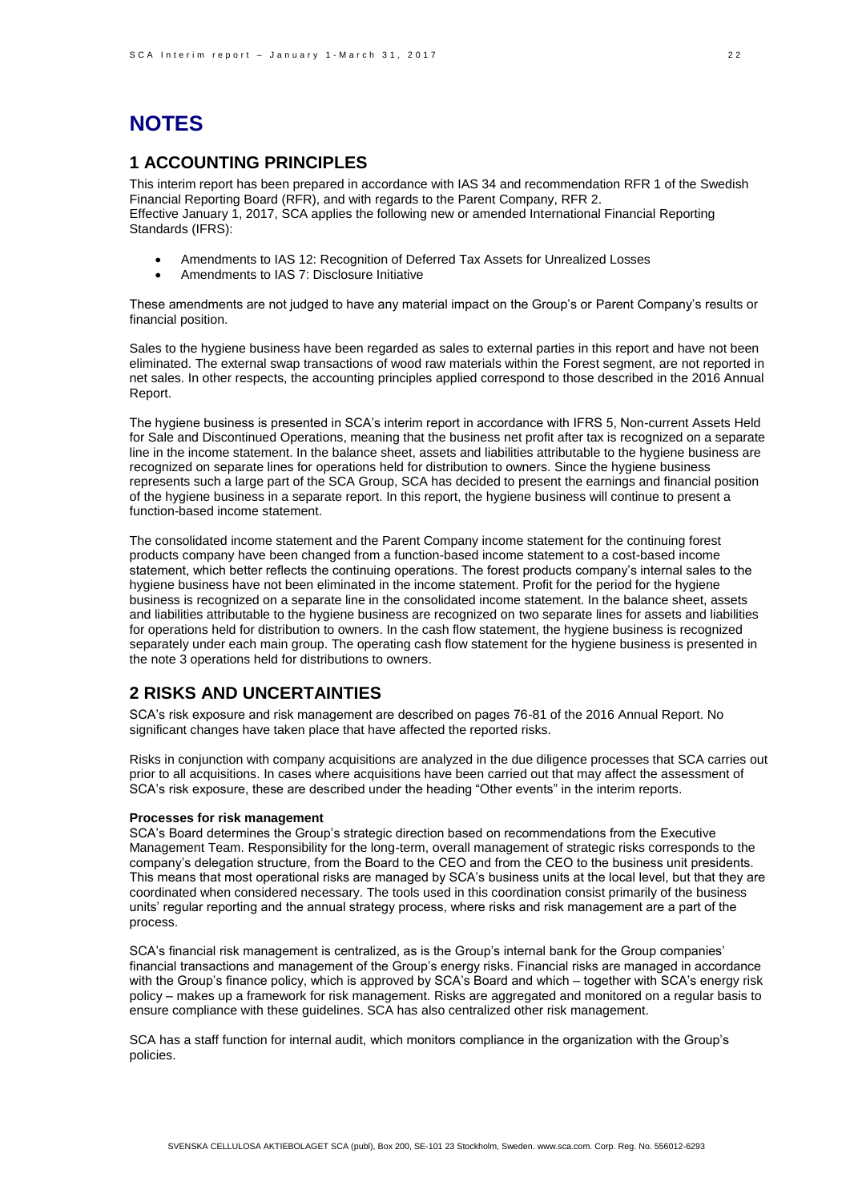# NOTES

## 1 ACCOUNTING PRINCIPLES

This interim report has been prepared in accordance with IAS 34 and recommendation RFR 1 of the Swedish Financial Reporting Board (RFR), and with regards to the Parent Company, RFR 2.
Effective January 1, 2017, SCA applies the following new or amended International Financial Reporting Standards (IFRS):

- Amendments to IAS 12: Recognition of Deferred Tax Assets for Unrealized Losses
- Amendments to IAS 7: Disclosure Initiative

These amendments are not judged to have any material impact on the Group's or Parent Company's results or financial position.

Sales to the hygiene business have been regarded as sales to external parties in this report and have not been eliminated. The external swap transactions of wood raw materials within the Forest segment, are not reported in net sales. In other respects, the accounting principles applied correspond to those described in the 2016 Annual Report.

The hygiene business is presented in SCA's interim report in accordance with IFRS 5, Non-current Assets Held for Sale and Discontinued Operations, meaning that the business net profit after tax is recognized on a separate line in the income statement. In the balance sheet, assets and liabilities attributable to the hygiene business are recognized on separate lines for operations held for distribution to owners. Since the hygiene business represents such a large part of the SCA Group, SCA has decided to present the earnings and financial position of the hygiene business in a separate report. In this report, the hygiene business will continue to present a function-based income statement.

The consolidated income statement and the Parent Company income statement for the continuing forest products company have been changed from a function-based income statement to a cost-based income statement, which better reflects the continuing operations. The forest products company's internal sales to the hygiene business have not been eliminated in the income statement. Profit for the period for the hygiene business is recognized on a separate line in the consolidated income statement. In the balance sheet, assets and liabilities attributable to the hygiene business are recognized on two separate lines for assets and liabilities for operations held for distribution to owners. In the cash flow statement, the hygiene business is recognized separately under each main group. The operating cash flow statement for the hygiene business is presented in the note 3 operations held for distributions to owners.

## 2 RISKS AND UNCERTAINTIES

SCA's risk exposure and risk management are described on pages 76-81 of the 2016 Annual Report. No significant changes have taken place that have affected the reported risks.

Risks in conjunction with company acquisitions are analyzed in the due diligence processes that SCA carries out prior to all acquisitions. In cases where acquisitions have been carried out that may affect the assessment of SCA's risk exposure, these are described under the heading "Other events" in the interim reports.

**Processes for risk management**
SCA's Board determines the Group's strategic direction based on recommendations from the Executive Management Team. Responsibility for the long-term, overall management of strategic risks corresponds to the company's delegation structure, from the Board to the CEO and from the CEO to the business unit presidents. This means that most operational risks are managed by SCA's business units at the local level, but that they are coordinated when considered necessary. The tools used in this coordination consist primarily of the business units' regular reporting and the annual strategy process, where risks and risk management are a part of the process.

SCA's financial risk management is centralized, as is the Group's internal bank for the Group companies' financial transactions and management of the Group's energy risks. Financial risks are managed in accordance with the Group's finance policy, which is approved by SCA's Board and which – together with SCA's energy risk policy – makes up a framework for risk management. Risks are aggregated and monitored on a regular basis to ensure compliance with these guidelines. SCA has also centralized other risk management.

SCA has a staff function for internal audit, which monitors compliance in the organization with the Group's policies.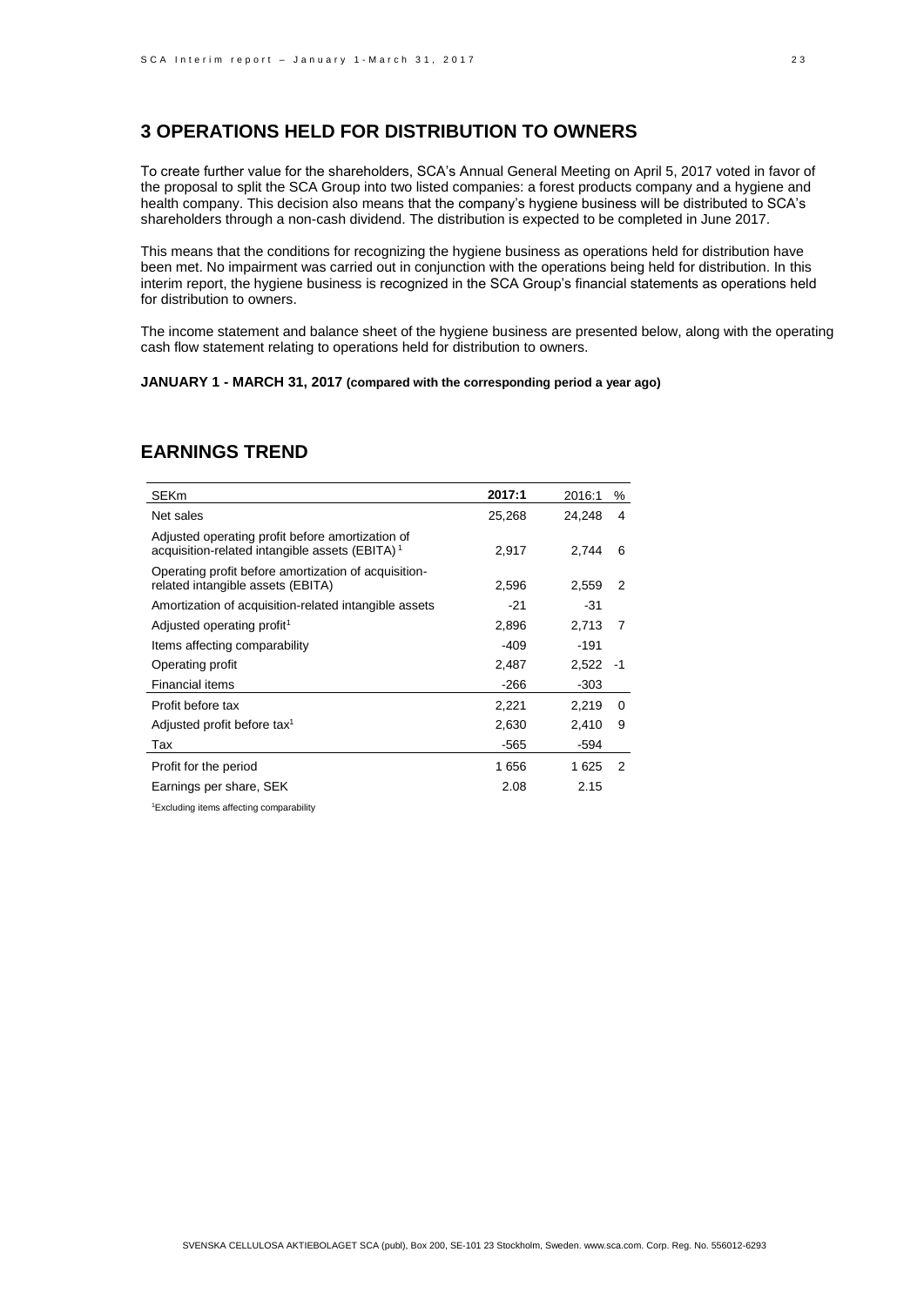## 3 OPERATIONS HELD FOR DISTRIBUTION TO OWNERS

To create further value for the shareholders, SCA's Annual General Meeting on April 5, 2017 voted in favor of the proposal to split the SCA Group into two listed companies: a forest products company and a hygiene and health company. This decision also means that the company's hygiene business will be distributed to SCA's shareholders through a non-cash dividend. The distribution is expected to be completed in June 2017.

This means that the conditions for recognizing the hygiene business as operations held for distribution have been met. No impairment was carried out in conjunction with the operations being held for distribution. In this interim report, the hygiene business is recognized in the SCA Group's financial statements as operations held for distribution to owners.

The income statement and balance sheet of the hygiene business are presented below, along with the operating cash flow statement relating to operations held for distribution to owners.

**JANUARY 1 - MARCH 31, 2017 (compared with the corresponding period a year ago)**

## EARNINGS TREND

| SEKm | **2017:1** | 2016:1 | % |
|---|---|---|---|
| Net sales | 25,268 | 24,248 | 4 |
| Adjusted operating profit before amortization of acquisition-related intangible assets (EBITA)[1] | 2,917 | 2,744 | 6 |
| Operating profit before amortization of acquisition-related intangible assets (EBITA) | 2,596 | 2,559 | 2 |
| Amortization of acquisition-related intangible assets | -21 | -31 | |
| Adjusted operating profit[1] | 2,896 | 2,713 | 7 |
| Items affecting comparability | -409 | -191 | |
| Operating profit | 2,487 | 2,522 | -1 |
| Financial items | -266 | -303 | |
| Profit before tax | 2,221 | 2,219 | 0 |
| Adjusted profit before tax[1] | 2,630 | 2,410 | 9 |
| Tax | -565 | -594 | |
| Profit for the period | 1 656 | 1 625 | 2 |
| Earnings per share, SEK | 2.08 | 2.15 | |

[1]Excluding items affecting comparability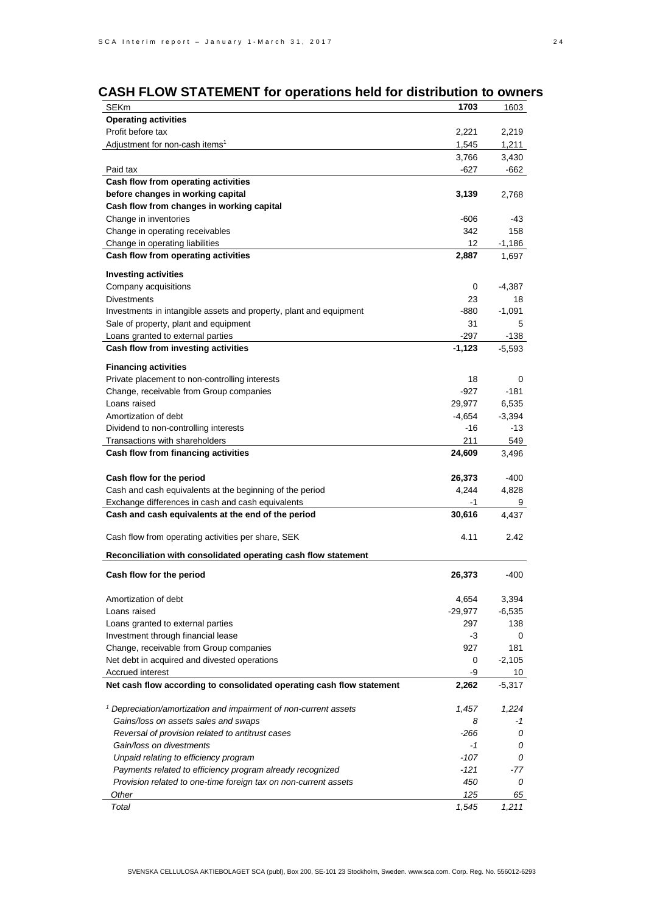## CASH FLOW STATEMENT for operations held for distribution to owners

| SEKm | 1703 | 1603 |
|---|---|---|
| **Operating activities** | | |
| Profit before tax | 2,221 | 2,219 |
| Adjustment for non-cash items[1] | 1,545 | 1,211 |
| | 3,766 | 3,430 |
| Paid tax | -627 | -662 |
| **Cash flow from operating activities before changes in working capital** | **3,139** | 2,768 |
| **Cash flow from changes in working capital** | | |
| Change in inventories | -606 | -43 |
| Change in operating receivables | 342 | 158 |
| Change in operating liabilities | 12 | -1,186 |
| **Cash flow from operating activities** | **2,887** | 1,697 |
| **Investing activities** | | |
| Company acquisitions | 0 | -4,387 |
| Divestments | 23 | 18 |
| Investments in intangible assets and property, plant and equipment | -880 | -1,091 |
| Sale of property, plant and equipment | 31 | 5 |
| Loans granted to external parties | -297 | -138 |
| **Cash flow from investing activities** | **-1,123** | -5,593 |
| **Financing activities** | | |
| Private placement to non-controlling interests | 18 | 0 |
| Change, receivable from Group companies | -927 | -181 |
| Loans raised | 29,977 | 6,535 |
| Amortization of debt | -4,654 | -3,394 |
| Dividend to non-controlling interests | -16 | -13 |
| Transactions with shareholders | 211 | 549 |
| **Cash flow from financing activities** | **24,609** | 3,496 |
| **Cash flow for the period** | **26,373** | -400 |
| Cash and cash equivalents at the beginning of the period | 4,244 | 4,828 |
| Exchange differences in cash and cash equivalents | -1 | 9 |
| **Cash and cash equivalents at the end of the period** | **30,616** | 4,437 |
| Cash flow from operating activities per share, SEK | 4.11 | 2.42 |
| **Reconciliation with consolidated operating cash flow statement** | | |
| **Cash flow for the period** | **26,373** | -400 |
| Amortization of debt | 4,654 | 3,394 |
| Loans raised | -29,977 | -6,535 |
| Loans granted to external parties | 297 | 138 |
| Investment through financial lease | -3 | 0 |
| Change, receivable from Group companies | 927 | 181 |
| Net debt in acquired and divested operations | 0 | -2,105 |
| Accrued interest | -9 | 10 |
| **Net cash flow according to consolidated operating cash flow statement** | **2,262** | -5,317 |
| *[1] Depreciation/amortization and impairment of non-current assets* | *1,457* | *1,224* |
| *Gains/loss on assets sales and swaps* | *8* | *-1* |
| *Reversal of provision related to antitrust cases* | *-266* | *0* |
| *Gain/loss on divestments* | *-1* | *0* |
| *Unpaid relating to efficiency program* | *-107* | *0* |
| *Payments related to efficiency program already recognized* | *-121* | *-77* |
| *Provision related to one-time foreign tax on non-current assets* | *450* | *0* |
| *Other* | *125* | *65* |
| *Total* | *1,545* | *1,211* |

SVENSKA CELLULOSA AKTIEBOLAGET SCA (publ), Box 200, SE-101 23 Stockholm, Sweden. www.sca.com. Corp. Reg. No. 556012-6293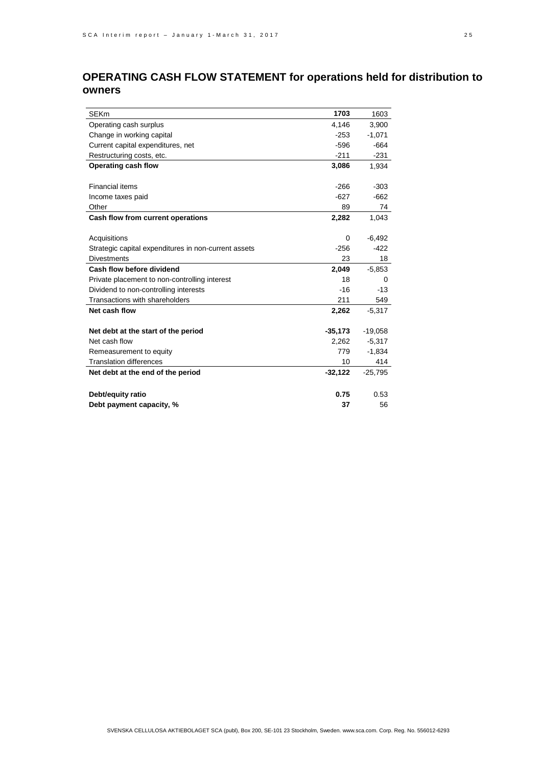## OPERATING CASH FLOW STATEMENT for operations held for distribution to owners

| SEKm | **1703** | 1603 |
|---|---|---|
| Operating cash surplus | 4,146 | 3,900 |
| Change in working capital | -253 | -1,071 |
| Current capital expenditures, net | -596 | -664 |
| Restructuring costs, etc. | -211 | -231 |
| **Operating cash flow** | **3,086** | 1,934 |
| | | |
| Financial items | -266 | -303 |
| Income taxes paid | -627 | -662 |
| Other | 89 | 74 |
| **Cash flow from current operations** | **2,282** | 1,043 |
| | | |
| Acquisitions | 0 | -6,492 |
| Strategic capital expenditures in non-current assets | -256 | -422 |
| Divestments | 23 | 18 |
| **Cash flow before dividend** | **2,049** | -5,853 |
| Private placement to non-controlling interest | 18 | 0 |
| Dividend to non-controlling interests | -16 | -13 |
| Transactions with shareholders | 211 | 549 |
| **Net cash flow** | **2,262** | -5,317 |
| | | |
| **Net debt at the start of the period** | **-35,173** | -19,058 |
| Net cash flow | 2,262 | -5,317 |
| Remeasurement to equity | 779 | -1,834 |
| Translation differences | 10 | 414 |
| **Net debt at the end of the period** | **-32,122** | -25,795 |
| | | |
| **Debt/equity ratio** | **0.75** | 0.53 |
| **Debt payment capacity, %** | **37** | 56 |

SVENSKA CELLULOSA AKTIEBOLAGET SCA (publ), Box 200, SE-101 23 Stockholm, Sweden. www.sca.com. Corp. Reg. No. 556012-6293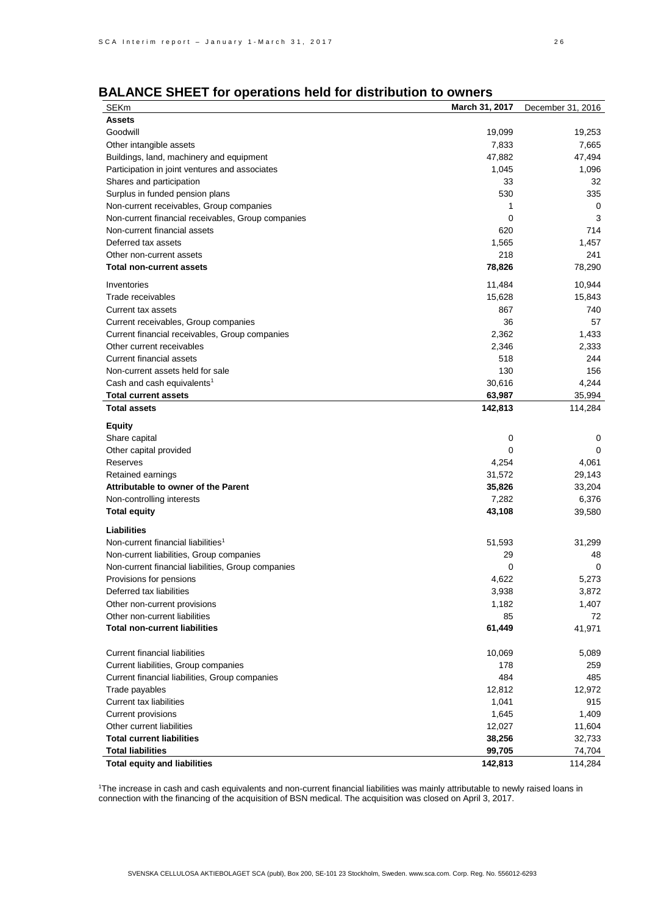## BALANCE SHEET for operations held for distribution to owners

| SEKm | March 31, 2017 | December 31, 2016 |
|---|---|---|
| **Assets** | | |
| Goodwill | 19,099 | 19,253 |
| Other intangible assets | 7,833 | 7,665 |
| Buildings, land, machinery and equipment | 47,882 | 47,494 |
| Participation in joint ventures and associates | 1,045 | 1,096 |
| Shares and participation | 33 | 32 |
| Surplus in funded pension plans | 530 | 335 |
| Non-current receivables, Group companies | 1 | 0 |
| Non-current financial receivables, Group companies | 0 | 3 |
| Non-current financial assets | 620 | 714 |
| Deferred tax assets | 1,565 | 1,457 |
| Other non-current assets | 218 | 241 |
| **Total non-current assets** | **78,826** | 78,290 |
| Inventories | 11,484 | 10,944 |
| Trade receivables | 15,628 | 15,843 |
| Current tax assets | 867 | 740 |
| Current receivables, Group companies | 36 | 57 |
| Current financial receivables, Group companies | 2,362 | 1,433 |
| Other current receivables | 2,346 | 2,333 |
| Current financial assets | 518 | 244 |
| Non-current assets held for sale | 130 | 156 |
| Cash and cash equivalents[1] | 30,616 | 4,244 |
| **Total current assets** | **63,987** | 35,994 |
| **Total assets** | **142,813** | 114,284 |
| **Equity** | | |
| Share capital | 0 | 0 |
| Other capital provided | 0 | 0 |
| Reserves | 4,254 | 4,061 |
| Retained earnings | 31,572 | 29,143 |
| **Attributable to owner of the Parent** | **35,826** | 33,204 |
| Non-controlling interests | 7,282 | 6,376 |
| **Total equity** | **43,108** | 39,580 |
| **Liabilities** | | |
| Non-current financial liabilities[1] | 51,593 | 31,299 |
| Non-current liabilities, Group companies | 29 | 48 |
| Non-current financial liabilities, Group companies | 0 | 0 |
| Provisions for pensions | 4,622 | 5,273 |
| Deferred tax liabilities | 3,938 | 3,872 |
| Other non-current provisions | 1,182 | 1,407 |
| Other non-current liabilities | 85 | 72 |
| **Total non-current liabilities** | **61,449** | 41,971 |
| Current financial liabilities | 10,069 | 5,089 |
| Current liabilities, Group companies | 178 | 259 |
| Current financial liabilities, Group companies | 484 | 485 |
| Trade payables | 12,812 | 12,972 |
| Current tax liabilities | 1,041 | 915 |
| Current provisions | 1,645 | 1,409 |
| Other current liabilities | 12,027 | 11,604 |
| **Total current liabilities** | **38,256** | 32,733 |
| **Total liabilities** | **99,705** | 74,704 |
| **Total equity and liabilities** | **142,813** | 114,284 |

[1]The increase in cash and cash equivalents and non-current financial liabilities was mainly attributable to newly raised loans in connection with the financing of the acquisition of BSN medical. The acquisition was closed on April 3, 2017.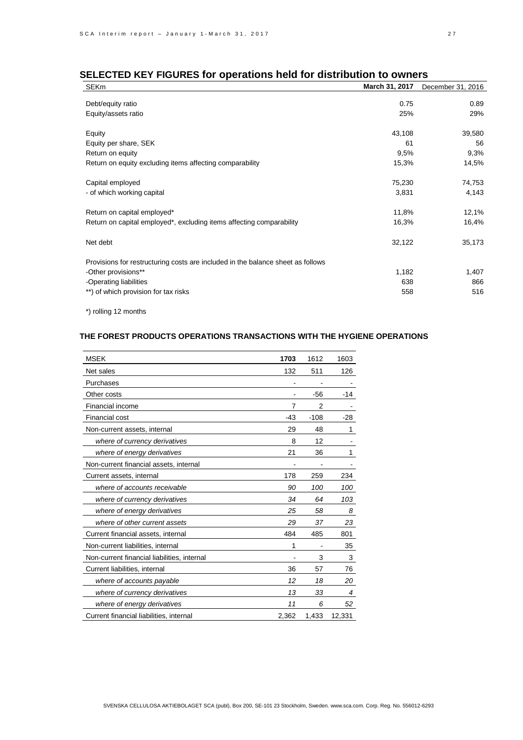## SELECTED KEY FIGURES for operations held for distribution to owners

| SEKm | **March 31, 2017** | December 31, 2016 |
|---|---|---|
| Debt/equity ratio | 0.75 | 0.89 |
| Equity/assets ratio | 25% | 29% |
| | | |
| Equity | 43,108 | 39,580 |
| Equity per share, SEK | 61 | 56 |
| Return on equity | 9,5% | 9,3% |
| Return on equity excluding items affecting comparability | 15,3% | 14,5% |
| | | |
| Capital employed | 75,230 | 74,753 |
| - of which working capital | 3,831 | 4,143 |
| | | |
| Return on capital employed* | 11,8% | 12,1% |
| Return on capital employed*, excluding items affecting comparability | 16,3% | 16,4% |
| | | |
| Net debt | 32,122 | 35,173 |
| | | |
| Provisions for restructuring costs are included in the balance sheet as follows | | |
| -Other provisions** | 1,182 | 1,407 |
| -Operating liabilities | 638 | 866 |
| **) of which provision for tax risks | 558 | 516 |

*) rolling 12 months

### THE FOREST PRODUCTS OPERATIONS TRANSACTIONS WITH THE HYGIENE OPERATIONS

| MSEK | **1703** | 1612 | 1603 |
|---|---|---|---|
| Net sales | 132 | 511 | 126 |
| Purchases | - | - | - |
| Other costs | - | -56 | -14 |
| Financial income | 7 | 2 | - |
| Financial cost | -43 | -108 | -28 |
| Non-current assets, internal | 29 | 48 | 1 |
| *where of currency derivatives* | 8 | 12 | - |
| *where of energy derivatives* | 21 | 36 | 1 |
| Non-current financial assets, internal | - | - | - |
| Current assets, internal | 178 | 259 | 234 |
| *where of accounts receivable* | *90* | *100* | *100* |
| *where of currency derivatives* | *34* | *64* | *103* |
| *where of energy derivatives* | *25* | *58* | *8* |
| *where of other current assets* | *29* | *37* | *23* |
| Current financial assets, internal | 484 | 485 | 801 |
| Non-current liabilities, internal | 1 | - | 35 |
| Non-current financial liabilities, internal | - | 3 | 3 |
| Current liabilities, internal | 36 | 57 | 76 |
| *where of accounts payable* | *12* | *18* | *20* |
| *where of currency derivatives* | *13* | *33* | *4* |
| *where of energy derivatives* | *11* | *6* | *52* |
| Current financial liabilities, internal | 2,362 | 1,433 | 12,331 |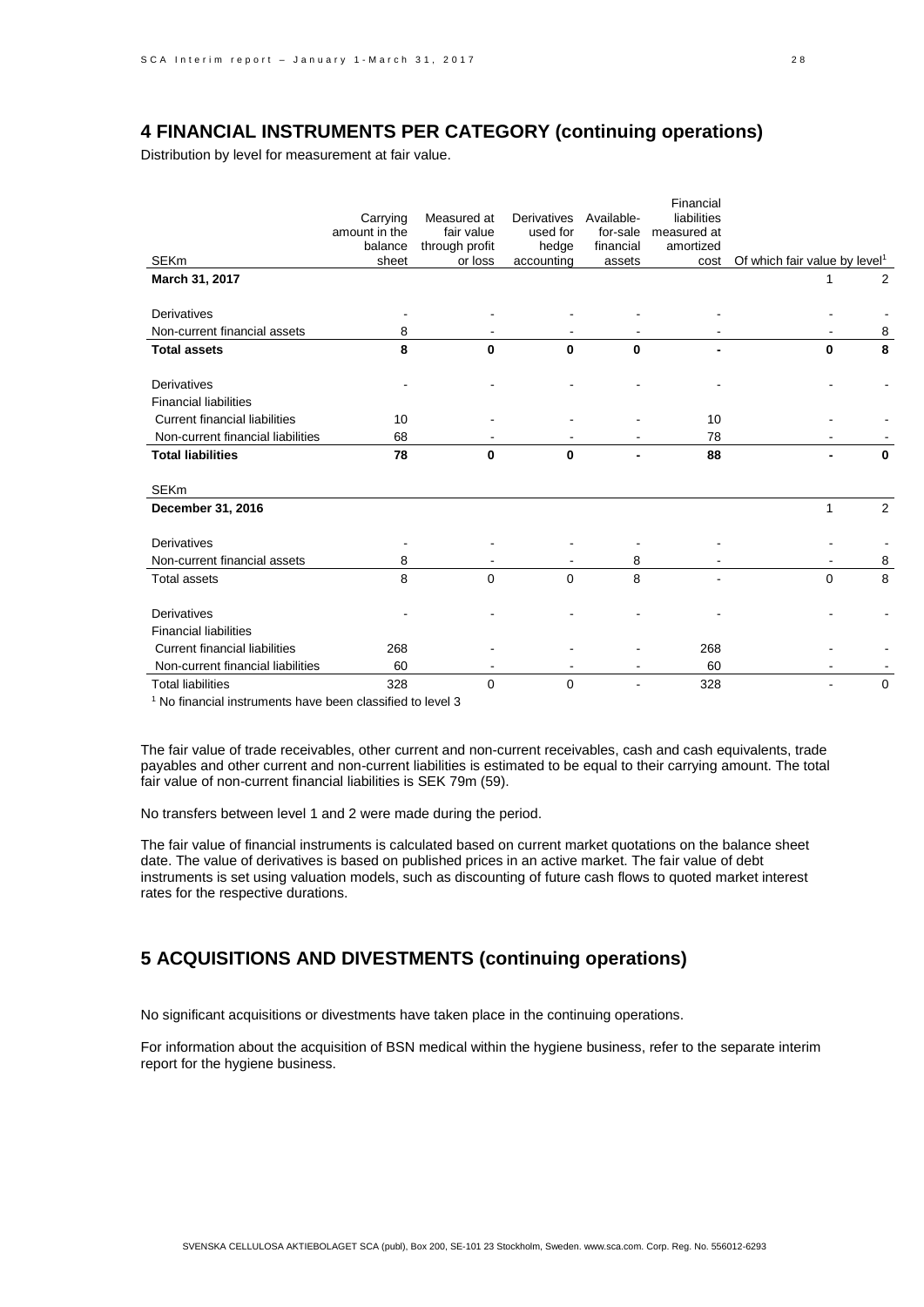## 4 FINANCIAL INSTRUMENTS PER CATEGORY (continuing operations)

Distribution by level for measurement at fair value.

| SEKm | Carrying amount in the balance sheet | Measured at fair value through profit or loss | Derivatives used for hedge accounting | Available-for-sale financial assets | Financial liabilities measured at amortized cost | Of which fair value by level[1] | |
|---|---|---|---|---|---|---|---|
| **March 31, 2017** | | | | | | 1 | 2 |
| Derivatives | - | - | - | - | - | - | - |
| Non-current financial assets | 8 | - | - | - | - | - | 8 |
| **Total assets** | **8** | **0** | **0** | **0** | **-** | **0** | **8** |
| Derivatives | - | - | - | - | - | - | - |
| Financial liabilities | | | | | | | |
| Current financial liabilities | 10 | - | - | - | 10 | - | - |
| Non-current financial liabilities | 68 | - | - | - | 78 | - | - |
| **Total liabilities** | **78** | **0** | **0** | **-** | **88** | **-** | **0** |
| SEKm | | | | | | | |
| **December 31, 2016** | | | | | | 1 | 2 |
| Derivatives | - | - | - | - | - | - | - |
| Non-current financial assets | 8 | - | - | 8 | - | - | 8 |
| Total assets | 8 | 0 | 0 | 8 | - | 0 | 8 |
| Derivatives | - | - | - | - | - | - | - |
| Financial liabilities | | | | | | | |
| Current financial liabilities | 268 | - | - | - | 268 | - | - |
| Non-current financial liabilities | 60 | - | - | - | 60 | - | - |
| Total liabilities | 328 | 0 | 0 | - | 328 | - | 0 |

[1] No financial instruments have been classified to level 3

The fair value of trade receivables, other current and non-current receivables, cash and cash equivalents, trade payables and other current and non-current liabilities is estimated to be equal to their carrying amount. The total fair value of non-current financial liabilities is SEK 79m (59).

No transfers between level 1 and 2 were made during the period.

The fair value of financial instruments is calculated based on current market quotations on the balance sheet date. The value of derivatives is based on published prices in an active market. The fair value of debt instruments is set using valuation models, such as discounting of future cash flows to quoted market interest rates for the respective durations.

## 5 ACQUISITIONS AND DIVESTMENTS (continuing operations)

No significant acquisitions or divestments have taken place in the continuing operations.

For information about the acquisition of BSN medical within the hygiene business, refer to the separate interim report for the hygiene business.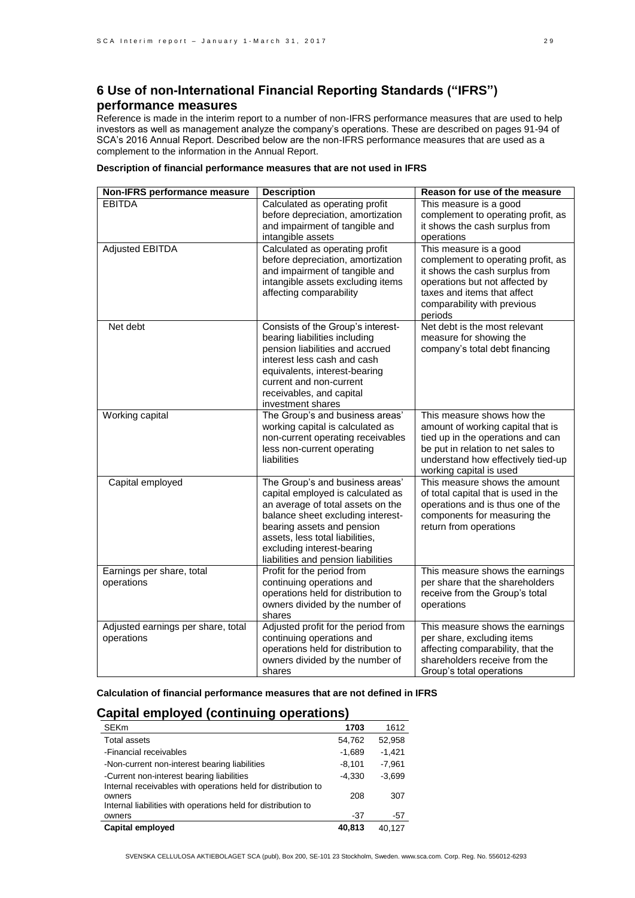## 6 Use of non-International Financial Reporting Standards ("IFRS") performance measures

Reference is made in the interim report to a number of non-IFRS performance measures that are used to help investors as well as management analyze the company's operations. These are described on pages 91-94 of SCA's 2016 Annual Report. Described below are the non-IFRS performance measures that are used as a complement to the information in the Annual Report.

**Description of financial performance measures that are not used in IFRS**

| Non-IFRS performance measure | Description | Reason for use of the measure |
|---|---|---|
| EBITDA | Calculated as operating profit before depreciation, amortization and impairment of tangible and intangible assets | This measure is a good complement to operating profit, as it shows the cash surplus from operations |
| Adjusted EBITDA | Calculated as operating profit before depreciation, amortization and impairment of tangible and intangible assets excluding items affecting comparability | This measure is a good complement to operating profit, as it shows the cash surplus from operations but not affected by taxes and items that affect comparability with previous periods |
| Net debt | Consists of the Group's interest-bearing liabilities including pension liabilities and accrued interest less cash and cash equivalents, interest-bearing current and non-current receivables, and capital investment shares | Net debt is the most relevant measure for showing the company's total debt financing |
| Working capital | The Group's and business areas' working capital is calculated as non-current operating receivables less non-current operating liabilities | This measure shows how the amount of working capital that is tied up in the operations and can be put in relation to net sales to understand how effectively tied-up working capital is used |
| Capital employed | The Group's and business areas' capital employed is calculated as an average of total assets on the balance sheet excluding interest-bearing assets and pension assets, less total liabilities, excluding interest-bearing liabilities and pension liabilities | This measure shows the amount of total capital that is used in the operations and is thus one of the components for measuring the return from operations |
| Earnings per share, total operations | Profit for the period from continuing operations and operations held for distribution to owners divided by the number of shares | This measure shows the earnings per share that the shareholders receive from the Group's total operations |
| Adjusted earnings per share, total operations | Adjusted profit for the period from continuing operations and operations held for distribution to owners divided by the number of shares | This measure shows the earnings per share, excluding items affecting comparability, that the shareholders receive from the Group's total operations |

**Calculation of financial performance measures that are not defined in IFRS**

## Capital employed (continuing operations)

| SEKm | 1703 | 1612 |
|---|---|---|
| Total assets | 54,762 | 52,958 |
| -Financial receivables | -1,689 | -1,421 |
| -Non-current non-interest bearing liabilities | -8,101 | -7,961 |
| -Current non-interest bearing liabilities | -4,330 | -3,699 |
| Internal receivables with operations held for distribution to owners | 208 | 307 |
| Internal liabilities with operations held for distribution to owners | -37 | -57 |
| **Capital employed** | **40,813** | 40,127 |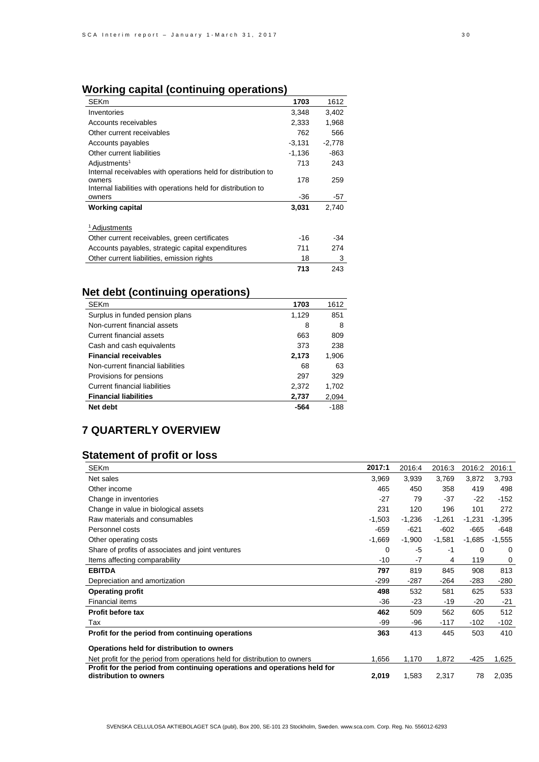## Working capital (continuing operations)

| SEKm | 1703 | 1612 |
|---|---|---|
| Inventories | 3,348 | 3,402 |
| Accounts receivables | 2,333 | 1,968 |
| Other current receivables | 762 | 566 |
| Accounts payables | -3,131 | -2,778 |
| Other current liabilities | -1,136 | -863 |
| Adjustments[1] | 713 | 243 |
| Internal receivables with operations held for distribution to owners | 178 | 259 |
| Internal liabilities with operations held for distribution to owners | -36 | -57 |
| **Working capital** | **3,031** | 2,740 |

| [1] Adjustments | | |
|---|---|---|
| Other current receivables, green certificates | -16 | -34 |
| Accounts payables, strategic capital expenditures | 711 | 274 |
| Other current liabilities, emission rights | 18 | 3 |
| | **713** | 243 |

## Net debt (continuing operations)

| SEKm | 1703 | 1612 |
|---|---|---|
| Surplus in funded pension plans | 1,129 | 851 |
| Non-current financial assets | 8 | 8 |
| Current financial assets | 663 | 809 |
| Cash and cash equivalents | 373 | 238 |
| **Financial receivables** | **2,173** | 1,906 |
| Non-current financial liabilities | 68 | 63 |
| Provisions for pensions | 297 | 329 |
| Current financial liabilities | 2,372 | 1,702 |
| **Financial liabilities** | **2,737** | 2,094 |
| **Net debt** | **-564** | -188 |

# 7 QUARTERLY OVERVIEW

## Statement of profit or loss

| SEKm | 2017:1 | 2016:4 | 2016:3 | 2016:2 | 2016:1 |
|---|---|---|---|---|---|
| Net sales | 3,969 | 3,939 | 3,769 | 3,872 | 3,793 |
| Other income | 465 | 450 | 358 | 419 | 498 |
| Change in inventories | -27 | 79 | -37 | -22 | -152 |
| Change in value in biological assets | 231 | 120 | 196 | 101 | 272 |
| Raw materials and consumables | -1,503 | -1,236 | -1,261 | -1,231 | -1,395 |
| Personnel costs | -659 | -621 | -602 | -665 | -648 |
| Other operating costs | -1,669 | -1,900 | -1,581 | -1,685 | -1,555 |
| Share of profits of associates and joint ventures | 0 | -5 | -1 | 0 | 0 |
| Items affecting comparability | -10 | -7 | 4 | 119 | 0 |
| **EBITDA** | **797** | 819 | 845 | 908 | 813 |
| Depreciation and amortization | -299 | -287 | -264 | -283 | -280 |
| **Operating profit** | **498** | 532 | 581 | 625 | 533 |
| Financial items | -36 | -23 | -19 | -20 | -21 |
| **Profit before tax** | **462** | 509 | 562 | 605 | 512 |
| Tax | -99 | -96 | -117 | -102 | -102 |
| **Profit for the period from continuing operations** | **363** | 413 | 445 | 503 | 410 |
| **Operations held for distribution to owners** | | | | | |
| Net profit for the period from operations held for distribution to owners | 1,656 | 1,170 | 1,872 | -425 | 1,625 |
| **Profit for the period from continuing operations and operations held for distribution to owners** | **2,019** | 1,583 | 2,317 | 78 | 2,035 |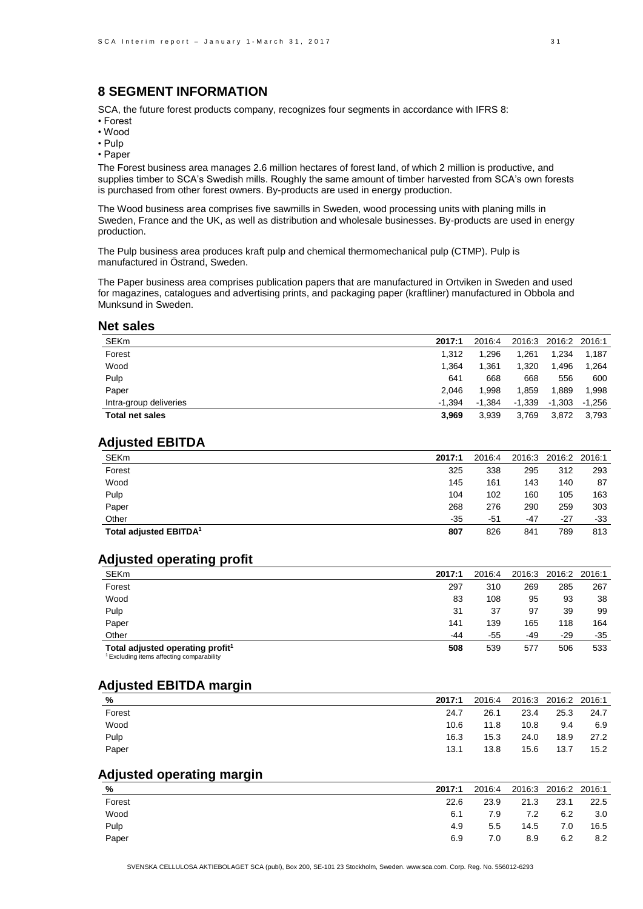## 8 SEGMENT INFORMATION

SCA, the future forest products company, recognizes four segments in accordance with IFRS 8:

- Forest
- Wood
- Pulp
- Paper

The Forest business area manages 2.6 million hectares of forest land, of which 2 million is productive, and supplies timber to SCA's Swedish mills. Roughly the same amount of timber harvested from SCA's own forests is purchased from other forest owners. By-products are used in energy production.

The Wood business area comprises five sawmills in Sweden, wood processing units with planing mills in Sweden, France and the UK, as well as distribution and wholesale businesses. By-products are used in energy production.

The Pulp business area produces kraft pulp and chemical thermomechanical pulp (CTMP). Pulp is manufactured in Östrand, Sweden.

The Paper business area comprises publication papers that are manufactured in Ortviken in Sweden and used for magazines, catalogues and advertising prints, and packaging paper (kraftliner) manufactured in Obbola and Munksund in Sweden.

### Net sales

| SEKm | **2017:1** | 2016:4 | 2016:3 | 2016:2 | 2016:1 |
|---|---|---|---|---|---|
| Forest | 1,312 | 1,296 | 1,261 | 1,234 | 1,187 |
| Wood | 1,364 | 1,361 | 1,320 | 1,496 | 1,264 |
| Pulp | 641 | 668 | 668 | 556 | 600 |
| Paper | 2,046 | 1,998 | 1,859 | 1,889 | 1,998 |
| Intra-group deliveries | -1,394 | -1,384 | -1,339 | -1,303 | -1,256 |
| **Total net sales** | **3,969** | 3,939 | 3,769 | 3,872 | 3,793 |

### Adjusted EBITDA

| SEKm | **2017:1** | 2016:4 | 2016:3 | 2016:2 | 2016:1 |
|---|---|---|---|---|---|
| Forest | 325 | 338 | 295 | 312 | 293 |
| Wood | 145 | 161 | 143 | 140 | 87 |
| Pulp | 104 | 102 | 160 | 105 | 163 |
| Paper | 268 | 276 | 290 | 259 | 303 |
| Other | -35 | -51 | -47 | -27 | -33 |
| **Total adjusted EBITDA[1]** | **807** | 826 | 841 | 789 | 813 |

### Adjusted operating profit

| SEKm | **2017:1** | 2016:4 | 2016:3 | 2016:2 | 2016:1 |
|---|---|---|---|---|---|
| Forest | 297 | 310 | 269 | 285 | 267 |
| Wood | 83 | 108 | 95 | 93 | 38 |
| Pulp | 31 | 37 | 97 | 39 | 99 |
| Paper | 141 | 139 | 165 | 118 | 164 |
| Other | -44 | -55 | -49 | -29 | -35 |
| **Total adjusted operating profit[1]** | **508** | 539 | 577 | 506 | 533 |

[1] Excluding items affecting comparability

### Adjusted EBITDA margin

| % | **2017:1** | 2016:4 | 2016:3 | 2016:2 | 2016:1 |
|---|---|---|---|---|---|
| Forest | 24.7 | 26.1 | 23.4 | 25.3 | 24.7 |
| Wood | 10.6 | 11.8 | 10.8 | 9.4 | 6.9 |
| Pulp | 16.3 | 15.3 | 24.0 | 18.9 | 27.2 |
| Paper | 13.1 | 13.8 | 15.6 | 13.7 | 15.2 |

### Adjusted operating margin

| % | **2017:1** | 2016:4 | 2016:3 | 2016:2 | 2016:1 |
|---|---|---|---|---|---|
| Forest | 22.6 | 23.9 | 21.3 | 23.1 | 22.5 |
| Wood | 6.1 | 7.9 | 7.2 | 6.2 | 3.0 |
| Pulp | 4.9 | 5.5 | 14.5 | 7.0 | 16.5 |
| Paper | 6.9 | 7.0 | 8.9 | 6.2 | 8.2 |

SVENSKA CELLULOSA AKTIEBOLAGET SCA (publ), Box 200, SE-101 23 Stockholm, Sweden. www.sca.com. Corp. Reg. No. 556012-6293